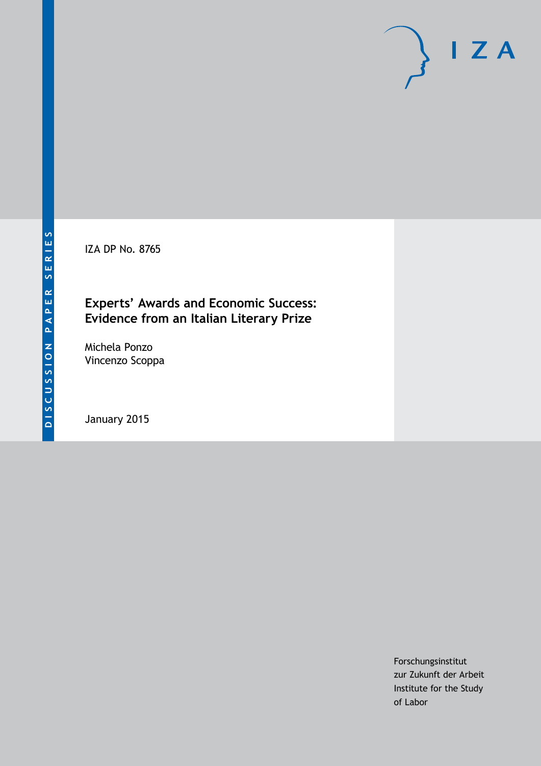DISCUSSION PAPER SERIES

IZA DP No. 8765

# Experts' Awards and Economic Success: Evidence from an Italian Literary Prize

Michela Ponzo
Vincenzo Scoppa

January 2015

Forschungsinstitut
zur Zukunft der Arbeit
Institute for the Study
of Labor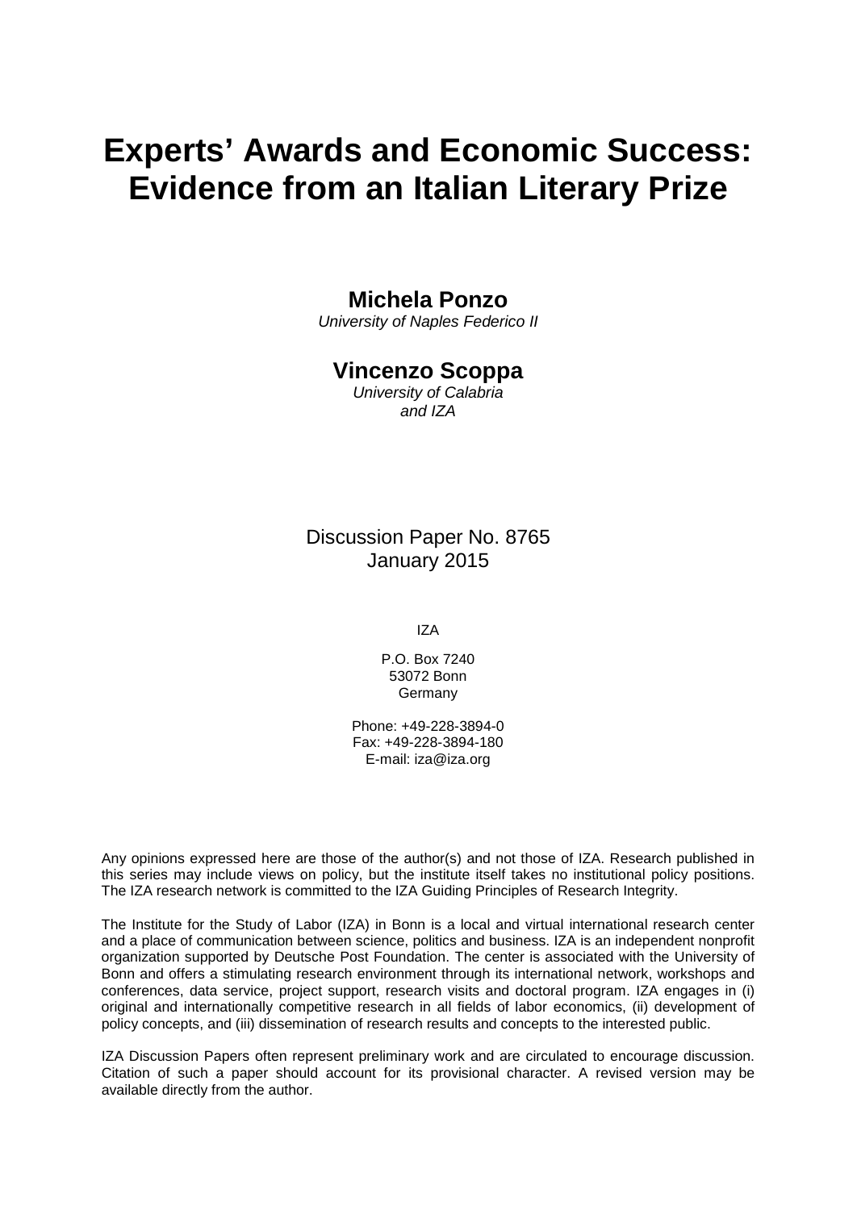# Experts' Awards and Economic Success: Evidence from an Italian Literary Prize

**Michela Ponzo**
*University of Naples Federico II*

**Vincenzo Scoppa**
*University of Calabria*
*and IZA*

Discussion Paper No. 8765
January 2015

IZA

P.O. Box 7240
53072 Bonn
Germany

Phone: +49-228-3894-0
Fax: +49-228-3894-180
E-mail: iza@iza.org

Any opinions expressed here are those of the author(s) and not those of IZA. Research published in this series may include views on policy, but the institute itself takes no institutional policy positions. The IZA research network is committed to the IZA Guiding Principles of Research Integrity.

The Institute for the Study of Labor (IZA) in Bonn is a local and virtual international research center and a place of communication between science, politics and business. IZA is an independent nonprofit organization supported by Deutsche Post Foundation. The center is associated with the University of Bonn and offers a stimulating research environment through its international network, workshops and conferences, data service, project support, research visits and doctoral program. IZA engages in (i) original and internationally competitive research in all fields of labor economics, (ii) development of policy concepts, and (iii) dissemination of research results and concepts to the interested public.

IZA Discussion Papers often represent preliminary work and are circulated to encourage discussion. Citation of such a paper should account for its provisional character. A revised version may be available directly from the author.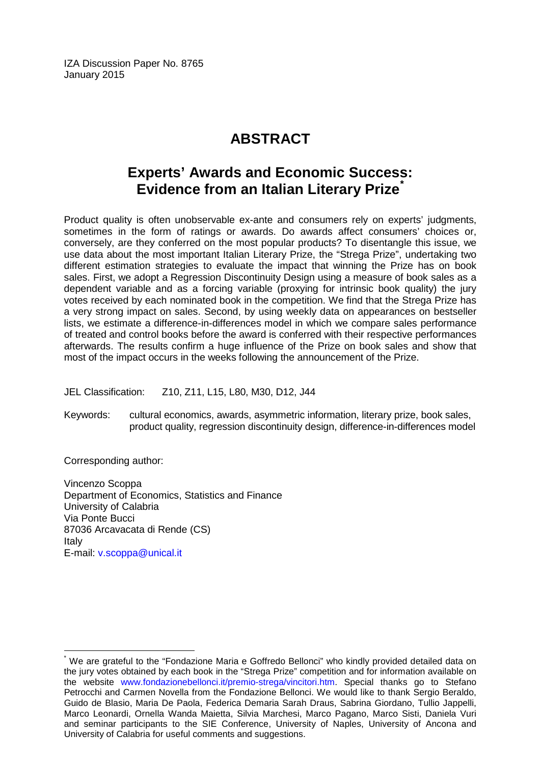IZA Discussion Paper No. 8765
January 2015

# ABSTRACT

## Experts' Awards and Economic Success: Evidence from an Italian Literary Prize*

Product quality is often unobservable ex-ante and consumers rely on experts' judgments, sometimes in the form of ratings or awards. Do awards affect consumers' choices or, conversely, are they conferred on the most popular products? To disentangle this issue, we use data about the most important Italian Literary Prize, the "Strega Prize", undertaking two different estimation strategies to evaluate the impact that winning the Prize has on book sales. First, we adopt a Regression Discontinuity Design using a measure of book sales as a dependent variable and as a forcing variable (proxying for intrinsic book quality) the jury votes received by each nominated book in the competition. We find that the Strega Prize has a very strong impact on sales. Second, by using weekly data on appearances on bestseller lists, we estimate a difference-in-differences model in which we compare sales performance of treated and control books before the award is conferred with their respective performances afterwards. The results confirm a huge influence of the Prize on book sales and show that most of the impact occurs in the weeks following the announcement of the Prize.

JEL Classification: Z10, Z11, L15, L80, M30, D12, J44

Keywords: cultural economics, awards, asymmetric information, literary prize, book sales, product quality, regression discontinuity design, difference-in-differences model

Corresponding author:

Vincenzo Scoppa
Department of Economics, Statistics and Finance
University of Calabria
Via Ponte Bucci
87036 Arcavacata di Rende (CS)
Italy
E-mail: v.scoppa@unical.it

---

* We are grateful to the "Fondazione Maria e Goffredo Bellonci" who kindly provided detailed data on the jury votes obtained by each book in the "Strega Prize" competition and for information available on the website www.fondazionebellonci.it/premio-strega/vincitori.htm. Special thanks go to Stefano Petrocchi and Carmen Novella from the Fondazione Bellonci. We would like to thank Sergio Beraldo, Guido de Blasio, Maria De Paola, Federica Demaria Sarah Draus, Sabrina Giordano, Tullio Jappelli, Marco Leonardi, Ornella Wanda Maietta, Silvia Marchesi, Marco Pagano, Marco Sisti, Daniela Vuri and seminar participants to the SIE Conference, University of Naples, University of Ancona and University of Calabria for useful comments and suggestions.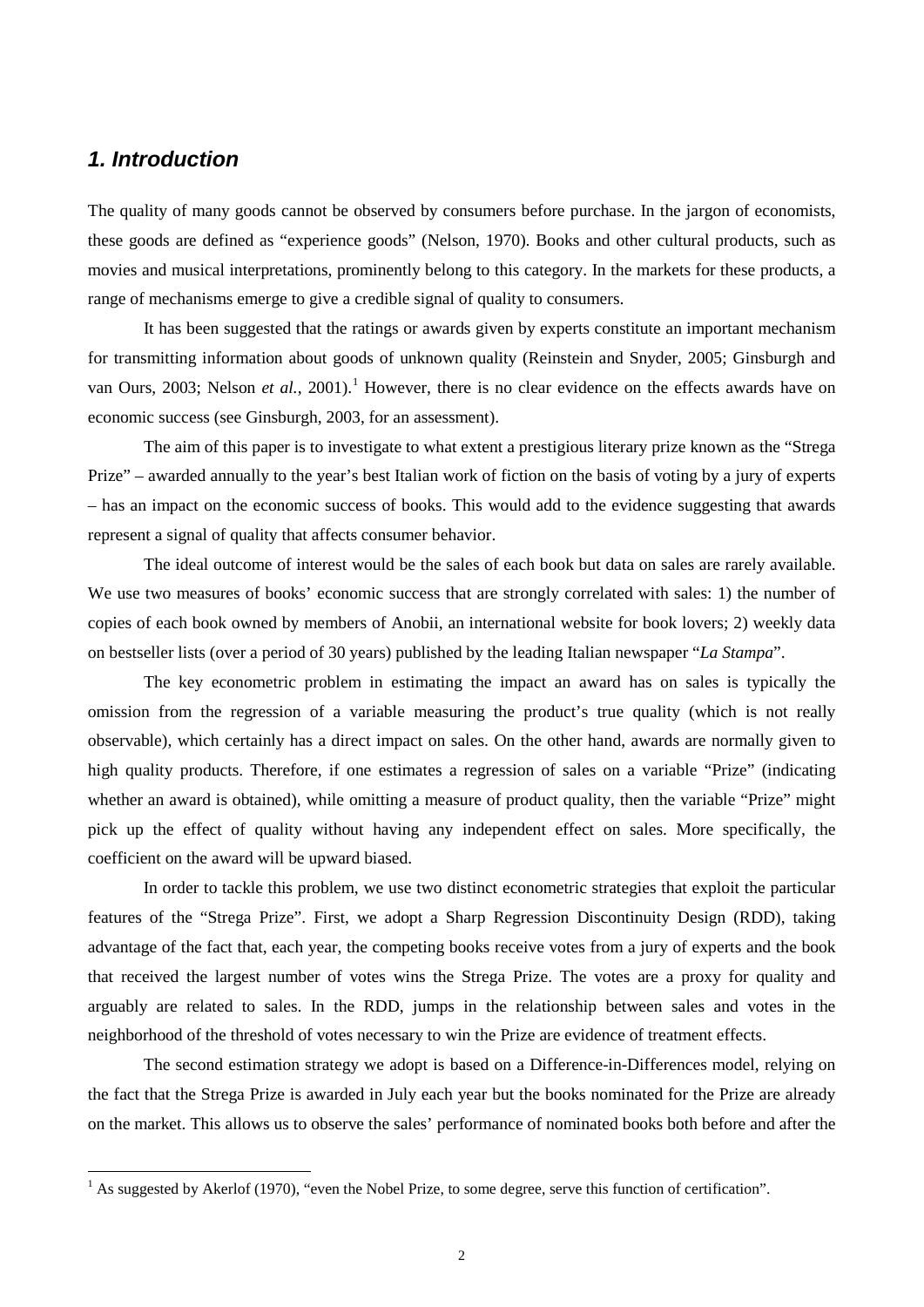## *1. Introduction*

The quality of many goods cannot be observed by consumers before purchase. In the jargon of economists, these goods are defined as "experience goods" (Nelson, 1970). Books and other cultural products, such as movies and musical interpretations, prominently belong to this category. In the markets for these products, a range of mechanisms emerge to give a credible signal of quality to consumers.

It has been suggested that the ratings or awards given by experts constitute an important mechanism for transmitting information about goods of unknown quality (Reinstein and Snyder, 2005; Ginsburgh and van Ours, 2003; Nelson *et al.*, 2001).[1] However, there is no clear evidence on the effects awards have on economic success (see Ginsburgh, 2003, for an assessment).

The aim of this paper is to investigate to what extent a prestigious literary prize known as the "Strega Prize" – awarded annually to the year's best Italian work of fiction on the basis of voting by a jury of experts – has an impact on the economic success of books. This would add to the evidence suggesting that awards represent a signal of quality that affects consumer behavior.

The ideal outcome of interest would be the sales of each book but data on sales are rarely available. We use two measures of books' economic success that are strongly correlated with sales: 1) the number of copies of each book owned by members of Anobii, an international website for book lovers; 2) weekly data on bestseller lists (over a period of 30 years) published by the leading Italian newspaper "*La Stampa*".

The key econometric problem in estimating the impact an award has on sales is typically the omission from the regression of a variable measuring the product's true quality (which is not really observable), which certainly has a direct impact on sales. On the other hand, awards are normally given to high quality products. Therefore, if one estimates a regression of sales on a variable "Prize" (indicating whether an award is obtained), while omitting a measure of product quality, then the variable "Prize" might pick up the effect of quality without having any independent effect on sales. More specifically, the coefficient on the award will be upward biased.

In order to tackle this problem, we use two distinct econometric strategies that exploit the particular features of the "Strega Prize". First, we adopt a Sharp Regression Discontinuity Design (RDD), taking advantage of the fact that, each year, the competing books receive votes from a jury of experts and the book that received the largest number of votes wins the Strega Prize. The votes are a proxy for quality and arguably are related to sales. In the RDD, jumps in the relationship between sales and votes in the neighborhood of the threshold of votes necessary to win the Prize are evidence of treatment effects.

The second estimation strategy we adopt is based on a Difference-in-Differences model, relying on the fact that the Strega Prize is awarded in July each year but the books nominated for the Prize are already on the market. This allows us to observe the sales' performance of nominated books both before and after the

[1] As suggested by Akerlof (1970), "even the Nobel Prize, to some degree, serve this function of certification".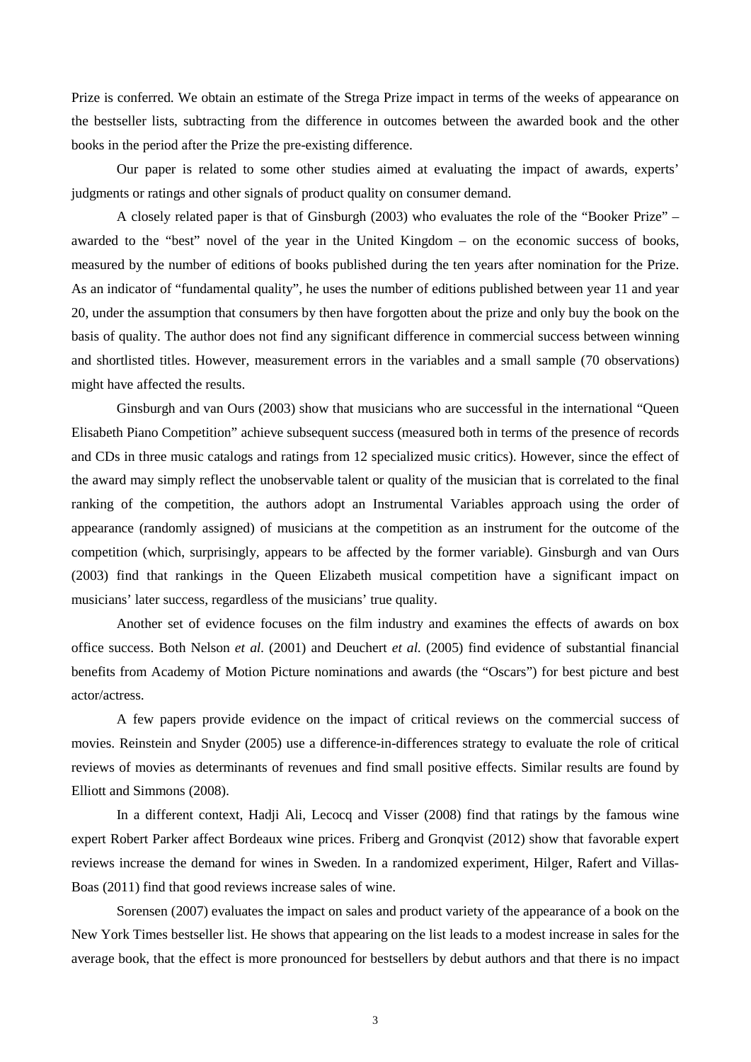Prize is conferred. We obtain an estimate of the Strega Prize impact in terms of the weeks of appearance on the bestseller lists, subtracting from the difference in outcomes between the awarded book and the other books in the period after the Prize the pre-existing difference.

Our paper is related to some other studies aimed at evaluating the impact of awards, experts' judgments or ratings and other signals of product quality on consumer demand.

A closely related paper is that of Ginsburgh (2003) who evaluates the role of the "Booker Prize" – awarded to the "best" novel of the year in the United Kingdom – on the economic success of books, measured by the number of editions of books published during the ten years after nomination for the Prize. As an indicator of "fundamental quality", he uses the number of editions published between year 11 and year 20, under the assumption that consumers by then have forgotten about the prize and only buy the book on the basis of quality. The author does not find any significant difference in commercial success between winning and shortlisted titles. However, measurement errors in the variables and a small sample (70 observations) might have affected the results.

Ginsburgh and van Ours (2003) show that musicians who are successful in the international "Queen Elisabeth Piano Competition" achieve subsequent success (measured both in terms of the presence of records and CDs in three music catalogs and ratings from 12 specialized music critics). However, since the effect of the award may simply reflect the unobservable talent or quality of the musician that is correlated to the final ranking of the competition, the authors adopt an Instrumental Variables approach using the order of appearance (randomly assigned) of musicians at the competition as an instrument for the outcome of the competition (which, surprisingly, appears to be affected by the former variable). Ginsburgh and van Ours (2003) find that rankings in the Queen Elizabeth musical competition have a significant impact on musicians' later success, regardless of the musicians' true quality.

Another set of evidence focuses on the film industry and examines the effects of awards on box office success. Both Nelson *et al.* (2001) and Deuchert *et al.* (2005) find evidence of substantial financial benefits from Academy of Motion Picture nominations and awards (the "Oscars") for best picture and best actor/actress.

A few papers provide evidence on the impact of critical reviews on the commercial success of movies. Reinstein and Snyder (2005) use a difference-in-differences strategy to evaluate the role of critical reviews of movies as determinants of revenues and find small positive effects. Similar results are found by Elliott and Simmons (2008).

In a different context, Hadji Ali, Lecocq and Visser (2008) find that ratings by the famous wine expert Robert Parker affect Bordeaux wine prices. Friberg and Gronqvist (2012) show that favorable expert reviews increase the demand for wines in Sweden. In a randomized experiment, Hilger, Rafert and Villas-Boas (2011) find that good reviews increase sales of wine.

Sorensen (2007) evaluates the impact on sales and product variety of the appearance of a book on the New York Times bestseller list. He shows that appearing on the list leads to a modest increase in sales for the average book, that the effect is more pronounced for bestsellers by debut authors and that there is no impact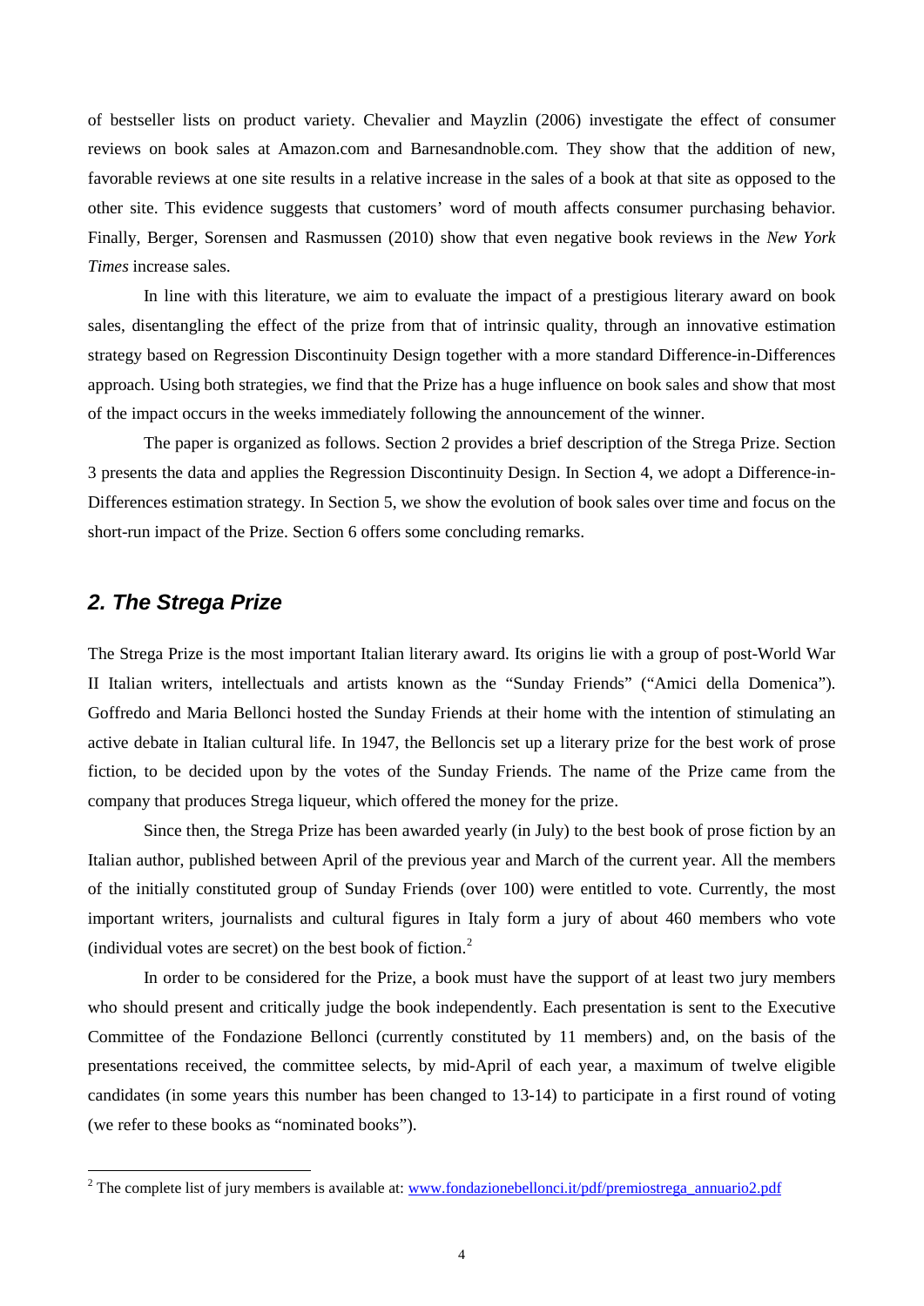of bestseller lists on product variety. Chevalier and Mayzlin (2006) investigate the effect of consumer reviews on book sales at Amazon.com and Barnesandnoble.com. They show that the addition of new, favorable reviews at one site results in a relative increase in the sales of a book at that site as opposed to the other site. This evidence suggests that customers' word of mouth affects consumer purchasing behavior. Finally, Berger, Sorensen and Rasmussen (2010) show that even negative book reviews in the *New York Times* increase sales.

In line with this literature, we aim to evaluate the impact of a prestigious literary award on book sales, disentangling the effect of the prize from that of intrinsic quality, through an innovative estimation strategy based on Regression Discontinuity Design together with a more standard Difference-in-Differences approach. Using both strategies, we find that the Prize has a huge influence on book sales and show that most of the impact occurs in the weeks immediately following the announcement of the winner.

The paper is organized as follows. Section 2 provides a brief description of the Strega Prize. Section 3 presents the data and applies the Regression Discontinuity Design. In Section 4, we adopt a Difference-in-Differences estimation strategy. In Section 5, we show the evolution of book sales over time and focus on the short-run impact of the Prize. Section 6 offers some concluding remarks.

## *2. The Strega Prize*

The Strega Prize is the most important Italian literary award. Its origins lie with a group of post-World War II Italian writers, intellectuals and artists known as the "Sunday Friends" ("Amici della Domenica"). Goffredo and Maria Bellonci hosted the Sunday Friends at their home with the intention of stimulating an active debate in Italian cultural life. In 1947, the Belloncis set up a literary prize for the best work of prose fiction, to be decided upon by the votes of the Sunday Friends. The name of the Prize came from the company that produces Strega liqueur, which offered the money for the prize.

Since then, the Strega Prize has been awarded yearly (in July) to the best book of prose fiction by an Italian author, published between April of the previous year and March of the current year. All the members of the initially constituted group of Sunday Friends (over 100) were entitled to vote. Currently, the most important writers, journalists and cultural figures in Italy form a jury of about 460 members who vote (individual votes are secret) on the best book of fiction.[2]

In order to be considered for the Prize, a book must have the support of at least two jury members who should present and critically judge the book independently. Each presentation is sent to the Executive Committee of the Fondazione Bellonci (currently constituted by 11 members) and, on the basis of the presentations received, the committee selects, by mid-April of each year, a maximum of twelve eligible candidates (in some years this number has been changed to 13-14) to participate in a first round of voting (we refer to these books as "nominated books").

[2] The complete list of jury members is available at: www.fondazionebellonci.it/pdf/premiostrega_annuario2.pdf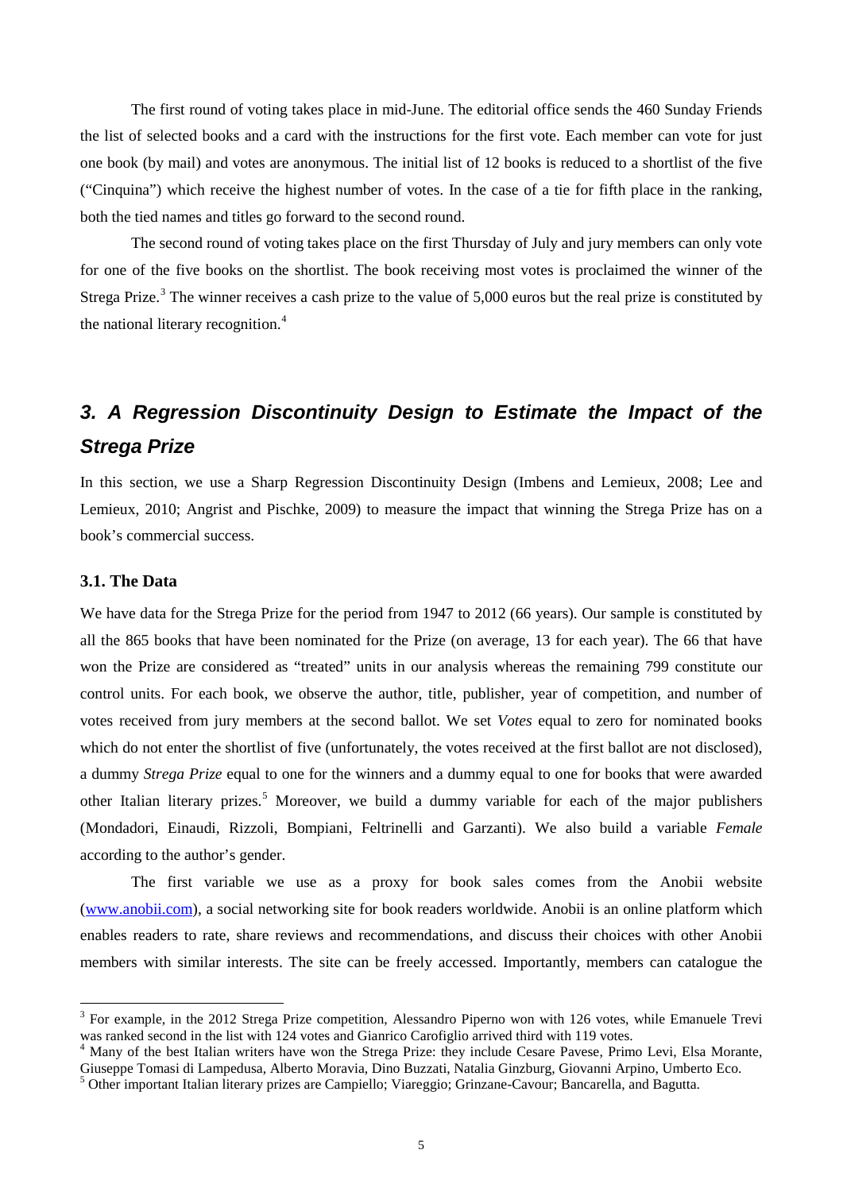The first round of voting takes place in mid-June. The editorial office sends the 460 Sunday Friends the list of selected books and a card with the instructions for the first vote. Each member can vote for just one book (by mail) and votes are anonymous. The initial list of 12 books is reduced to a shortlist of the five ("Cinquina") which receive the highest number of votes. In the case of a tie for fifth place in the ranking, both the tied names and titles go forward to the second round.

The second round of voting takes place on the first Thursday of July and jury members can only vote for one of the five books on the shortlist. The book receiving most votes is proclaimed the winner of the Strega Prize.[3] The winner receives a cash prize to the value of 5,000 euros but the real prize is constituted by the national literary recognition.[4]

## *3. A Regression Discontinuity Design to Estimate the Impact of the Strega Prize*

In this section, we use a Sharp Regression Discontinuity Design (Imbens and Lemieux, 2008; Lee and Lemieux, 2010; Angrist and Pischke, 2009) to measure the impact that winning the Strega Prize has on a book's commercial success.

### 3.1. The Data

We have data for the Strega Prize for the period from 1947 to 2012 (66 years). Our sample is constituted by all the 865 books that have been nominated for the Prize (on average, 13 for each year). The 66 that have won the Prize are considered as "treated" units in our analysis whereas the remaining 799 constitute our control units. For each book, we observe the author, title, publisher, year of competition, and number of votes received from jury members at the second ballot. We set *Votes* equal to zero for nominated books which do not enter the shortlist of five (unfortunately, the votes received at the first ballot are not disclosed), a dummy *Strega Prize* equal to one for the winners and a dummy equal to one for books that were awarded other Italian literary prizes.[5] Moreover, we build a dummy variable for each of the major publishers (Mondadori, Einaudi, Rizzoli, Bompiani, Feltrinelli and Garzanti). We also build a variable *Female* according to the author's gender.

The first variable we use as a proxy for book sales comes from the Anobii website (www.anobii.com), a social networking site for book readers worldwide. Anobii is an online platform which enables readers to rate, share reviews and recommendations, and discuss their choices with other Anobii members with similar interests. The site can be freely accessed. Importantly, members can catalogue the

---

[3] For example, in the 2012 Strega Prize competition, Alessandro Piperno won with 126 votes, while Emanuele Trevi was ranked second in the list with 124 votes and Gianrico Carofiglio arrived third with 119 votes.

[4] Many of the best Italian writers have won the Strega Prize: they include Cesare Pavese, Primo Levi, Elsa Morante, Giuseppe Tomasi di Lampedusa, Alberto Moravia, Dino Buzzati, Natalia Ginzburg, Giovanni Arpino, Umberto Eco.

[5] Other important Italian literary prizes are Campiello; Viareggio; Grinzane-Cavour; Bancarella, and Bagutta.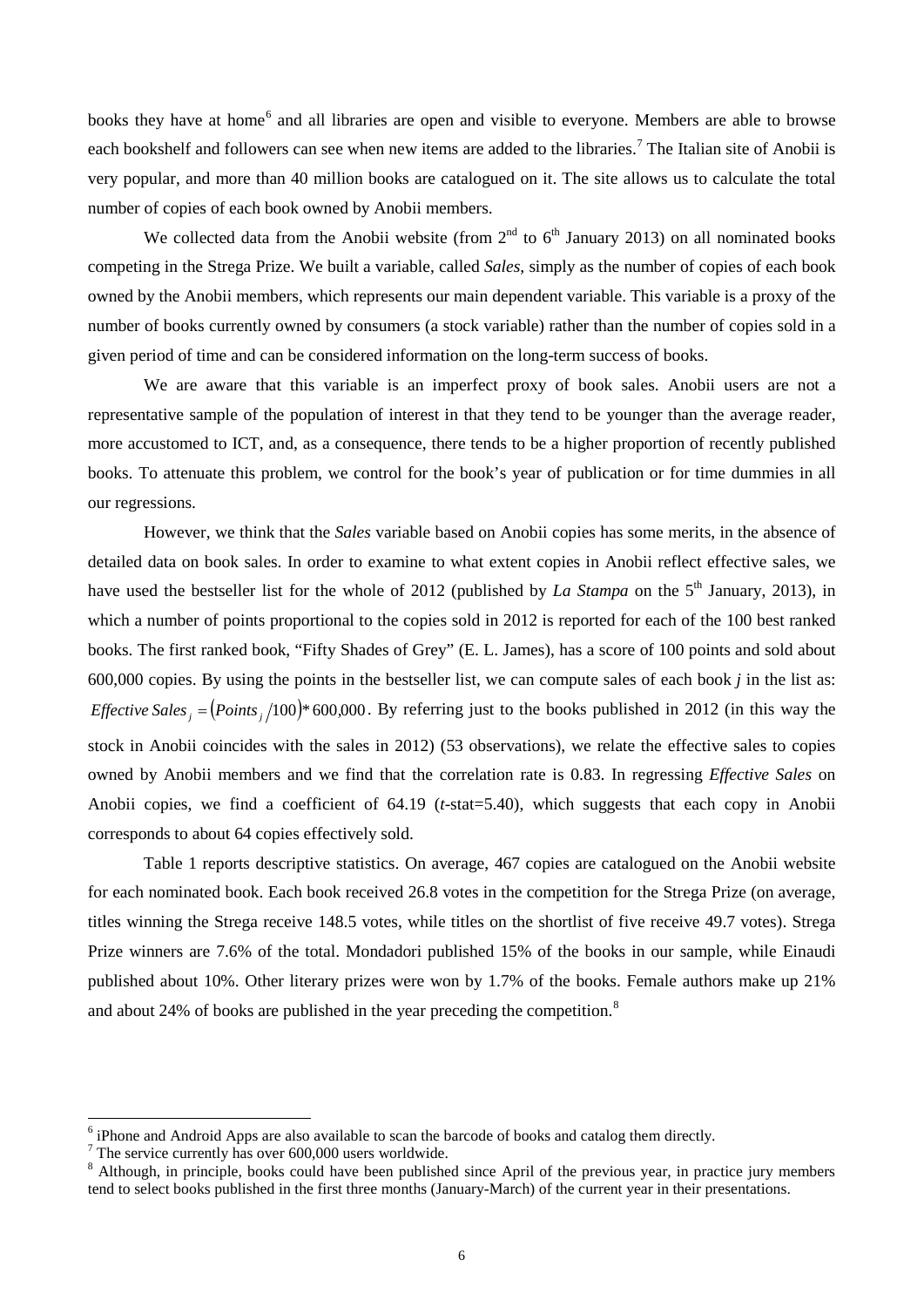books they have at home[6] and all libraries are open and visible to everyone. Members are able to browse each bookshelf and followers can see when new items are added to the libraries.[7] The Italian site of Anobii is very popular, and more than 40 million books are catalogued on it. The site allows us to calculate the total number of copies of each book owned by Anobii members.

We collected data from the Anobii website (from 2nd to 6th January 2013) on all nominated books competing in the Strega Prize. We built a variable, called *Sales*, simply as the number of copies of each book owned by the Anobii members, which represents our main dependent variable. This variable is a proxy of the number of books currently owned by consumers (a stock variable) rather than the number of copies sold in a given period of time and can be considered information on the long-term success of books.

We are aware that this variable is an imperfect proxy of book sales. Anobii users are not a representative sample of the population of interest in that they tend to be younger than the average reader, more accustomed to ICT, and, as a consequence, there tends to be a higher proportion of recently published books. To attenuate this problem, we control for the book's year of publication or for time dummies in all our regressions.

However, we think that the *Sales* variable based on Anobii copies has some merits, in the absence of detailed data on book sales. In order to examine to what extent copies in Anobii reflect effective sales, we have used the bestseller list for the whole of 2012 (published by *La Stampa* on the 5th January, 2013), in which a number of points proportional to the copies sold in 2012 is reported for each of the 100 best ranked books. The first ranked book, "Fifty Shades of Grey" (E. L. James), has a score of 100 points and sold about 600,000 copies. By using the points in the bestseller list, we can compute sales of each book *j* in the list as: $Effective\ Sales_j = (Points_j/100) * 600{,}000$. By referring just to the books published in 2012 (in this way the stock in Anobii coincides with the sales in 2012) (53 observations), we relate the effective sales to copies owned by Anobii members and we find that the correlation rate is 0.83. In regressing *Effective Sales* on Anobii copies, we find a coefficient of 64.19 (*t*-stat=5.40), which suggests that each copy in Anobii corresponds to about 64 copies effectively sold.

Table 1 reports descriptive statistics. On average, 467 copies are catalogued on the Anobii website for each nominated book. Each book received 26.8 votes in the competition for the Strega Prize (on average, titles winning the Strega receive 148.5 votes, while titles on the shortlist of five receive 49.7 votes). Strega Prize winners are 7.6% of the total. Mondadori published 15% of the books in our sample, while Einaudi published about 10%. Other literary prizes were won by 1.7% of the books. Female authors make up 21% and about 24% of books are published in the year preceding the competition.[8]

---

[6] iPhone and Android Apps are also available to scan the barcode of books and catalog them directly.

[7] The service currently has over 600,000 users worldwide.

[8] Although, in principle, books could have been published since April of the previous year, in practice jury members tend to select books published in the first three months (January-March) of the current year in their presentations.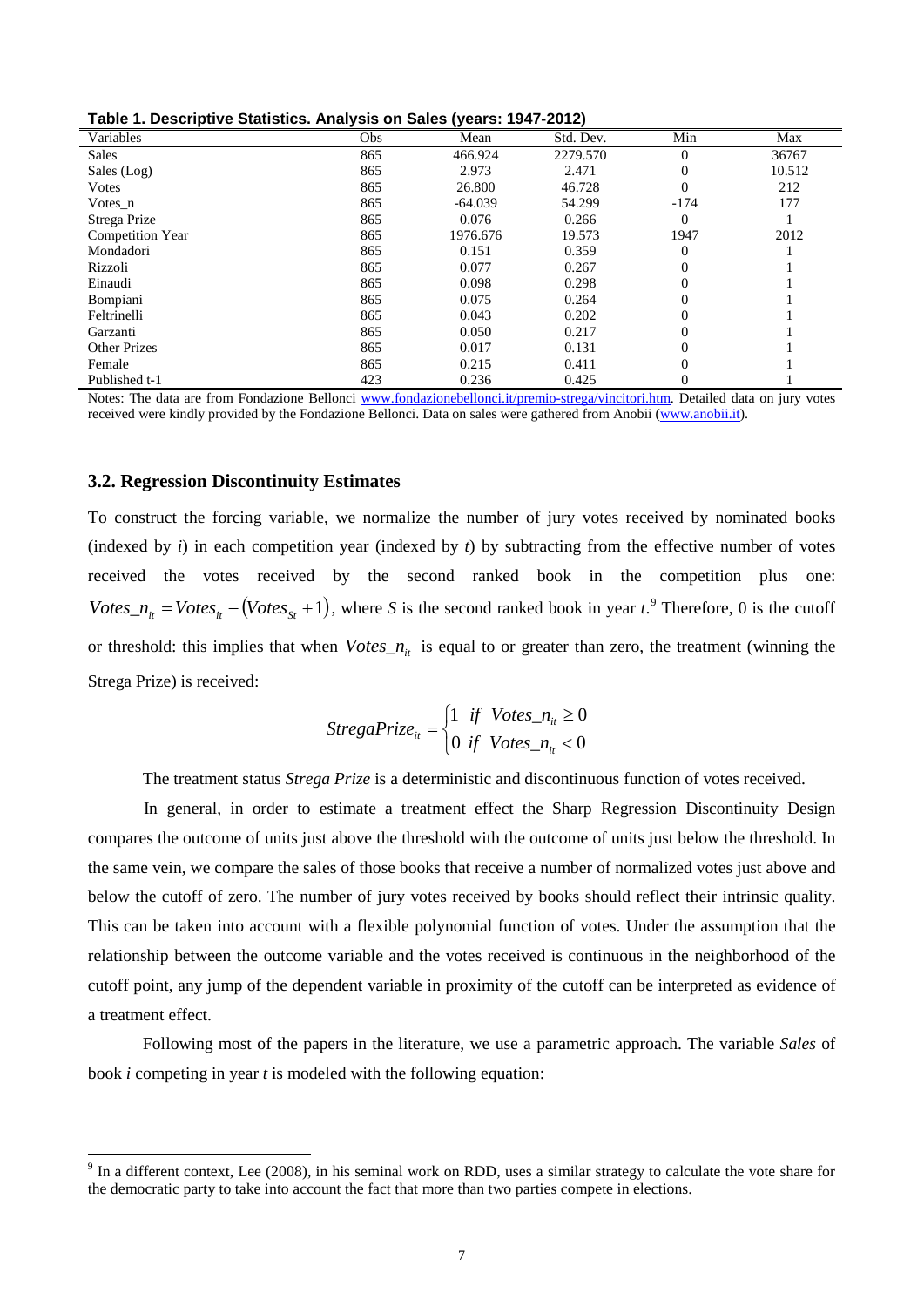**Table 1. Descriptive Statistics. Analysis on Sales (years: 1947-2012)**

| Variables | Obs | Mean | Std. Dev. | Min | Max |
|---|---|---|---|---|---|
| Sales | 865 | 466.924 | 2279.570 | 0 | 36767 |
| Sales (Log) | 865 | 2.973 | 2.471 | 0 | 10.512 |
| Votes | 865 | 26.800 | 46.728 | 0 | 212 |
| Votes_n | 865 | -64.039 | 54.299 | -174 | 177 |
| Strega Prize | 865 | 0.076 | 0.266 | 0 | 1 |
| Competition Year | 865 | 1976.676 | 19.573 | 1947 | 2012 |
| Mondadori | 865 | 0.151 | 0.359 | 0 | 1 |
| Rizzoli | 865 | 0.077 | 0.267 | 0 | 1 |
| Einaudi | 865 | 0.098 | 0.298 | 0 | 1 |
| Bompiani | 865 | 0.075 | 0.264 | 0 | 1 |
| Feltrinelli | 865 | 0.043 | 0.202 | 0 | 1 |
| Garzanti | 865 | 0.050 | 0.217 | 0 | 1 |
| Other Prizes | 865 | 0.017 | 0.131 | 0 | 1 |
| Female | 865 | 0.215 | 0.411 | 0 | 1 |
| Published t-1 | 423 | 0.236 | 0.425 | 0 | 1 |

Notes: The data are from Fondazione Bellonci www.fondazionebellonci.it/premio-strega/vincitori.htm. Detailed data on jury votes received were kindly provided by the Fondazione Bellonci. Data on sales were gathered from Anobii (www.anobii.it).

### 3.2. Regression Discontinuity Estimates

To construct the forcing variable, we normalize the number of jury votes received by nominated books (indexed by *i*) in each competition year (indexed by *t*) by subtracting from the effective number of votes received the votes received by the second ranked book in the competition plus one: $Votes\_n_{it} = Votes_{it} - (Votes_{St} + 1)$, where *S* is the second ranked book in year *t*.[9] Therefore, 0 is the cutoff or threshold: this implies that when $Votes\_n_{it}$ is equal to or greater than zero, the treatment (winning the Strega Prize) is received:

$$StregaPrize_{it} = \begin{cases} 1 & if \;\; Votes\_n_{it} \geq 0 \\ 0 & if \;\; Votes\_n_{it} < 0 \end{cases}$$

The treatment status *Strega Prize* is a deterministic and discontinuous function of votes received.

In general, in order to estimate a treatment effect the Sharp Regression Discontinuity Design compares the outcome of units just above the threshold with the outcome of units just below the threshold. In the same vein, we compare the sales of those books that receive a number of normalized votes just above and below the cutoff of zero. The number of jury votes received by books should reflect their intrinsic quality. This can be taken into account with a flexible polynomial function of votes. Under the assumption that the relationship between the outcome variable and the votes received is continuous in the neighborhood of the cutoff point, any jump of the dependent variable in proximity of the cutoff can be interpreted as evidence of a treatment effect.

Following most of the papers in the literature, we use a parametric approach. The variable *Sales* of book *i* competing in year *t* is modeled with the following equation:

[9] In a different context, Lee (2008), in his seminal work on RDD, uses a similar strategy to calculate the vote share for the democratic party to take into account the fact that more than two parties compete in elections.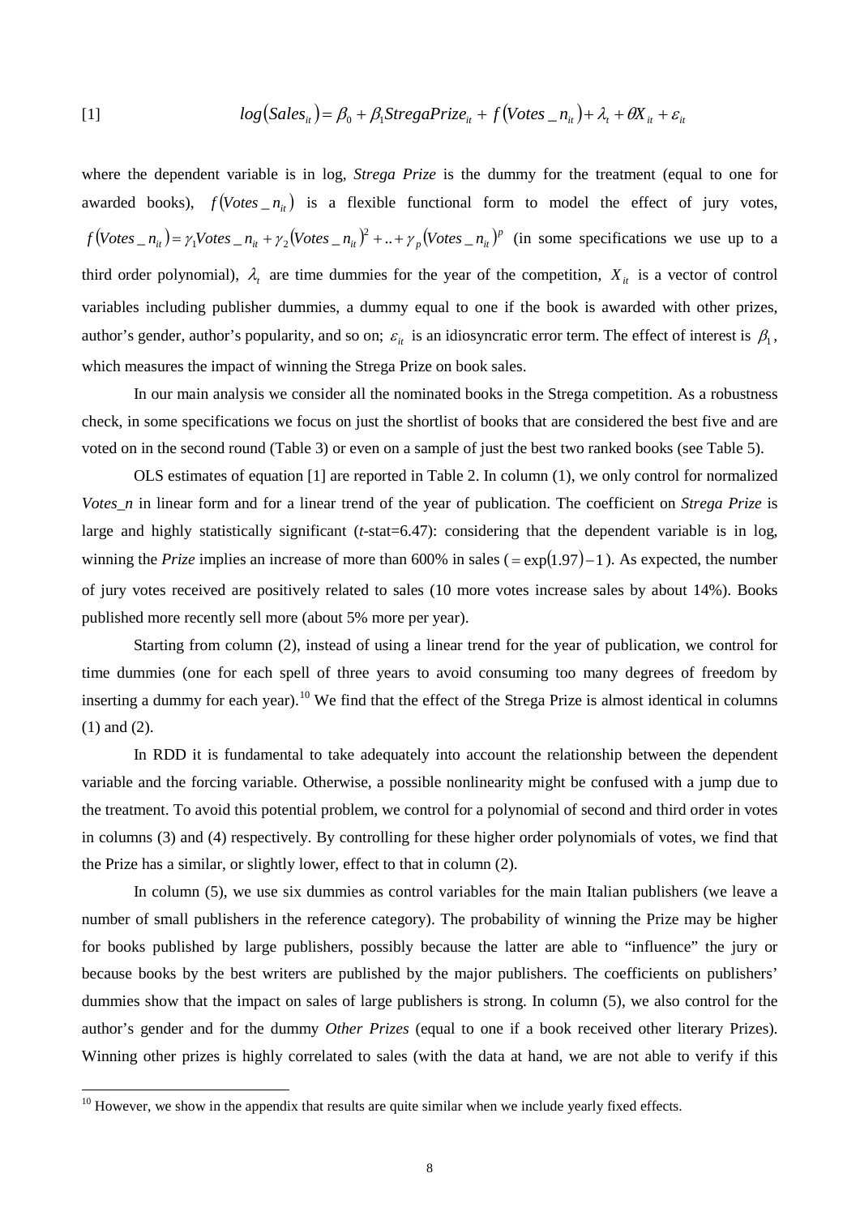$$[1] \qquad log(Sales_{it}) = \beta_0 + \beta_1 StregaPrize_{it} + f(Votes\_n_{it}) + \lambda_t + \theta X_{it} + \varepsilon_{it}$$

where the dependent variable is in log, *Strega Prize* is the dummy for the treatment (equal to one for awarded books), $f(Votes\_n_{it})$ is a flexible functional form to model the effect of jury votes, $f(Votes\_n_{it}) = \gamma_1 Votes\_n_{it} + \gamma_2 (Votes\_n_{it})^2 + .. + \gamma_p (Votes\_n_{it})^p$ (in some specifications we use up to a third order polynomial), $\lambda_t$ are time dummies for the year of the competition, $X_{it}$ is a vector of control variables including publisher dummies, a dummy equal to one if the book is awarded with other prizes, author's gender, author's popularity, and so on; $\varepsilon_{it}$ is an idiosyncratic error term. The effect of interest is $\beta_1$, which measures the impact of winning the Strega Prize on book sales.

In our main analysis we consider all the nominated books in the Strega competition. As a robustness check, in some specifications we focus on just the shortlist of books that are considered the best five and are voted on in the second round (Table 3) or even on a sample of just the best two ranked books (see Table 5).

OLS estimates of equation [1] are reported in Table 2. In column (1), we only control for normalized *Votes_n* in linear form and for a linear trend of the year of publication. The coefficient on *Strega Prize* is large and highly statistically significant (*t*-stat=6.47): considering that the dependent variable is in log, winning the *Prize* implies an increase of more than 600% in sales ($= \exp(1.97) - 1$). As expected, the number of jury votes received are positively related to sales (10 more votes increase sales by about 14%). Books published more recently sell more (about 5% more per year).

Starting from column (2), instead of using a linear trend for the year of publication, we control for time dummies (one for each spell of three years to avoid consuming too many degrees of freedom by inserting a dummy for each year).[10] We find that the effect of the Strega Prize is almost identical in columns (1) and (2).

In RDD it is fundamental to take adequately into account the relationship between the dependent variable and the forcing variable. Otherwise, a possible nonlinearity might be confused with a jump due to the treatment. To avoid this potential problem, we control for a polynomial of second and third order in votes in columns (3) and (4) respectively. By controlling for these higher order polynomials of votes, we find that the Prize has a similar, or slightly lower, effect to that in column (2).

In column (5), we use six dummies as control variables for the main Italian publishers (we leave a number of small publishers in the reference category). The probability of winning the Prize may be higher for books published by large publishers, possibly because the latter are able to "influence" the jury or because books by the best writers are published by the major publishers. The coefficients on publishers' dummies show that the impact on sales of large publishers is strong. In column (5), we also control for the author's gender and for the dummy *Other Prizes* (equal to one if a book received other literary Prizes). Winning other prizes is highly correlated to sales (with the data at hand, we are not able to verify if this

[10] However, we show in the appendix that results are quite similar when we include yearly fixed effects.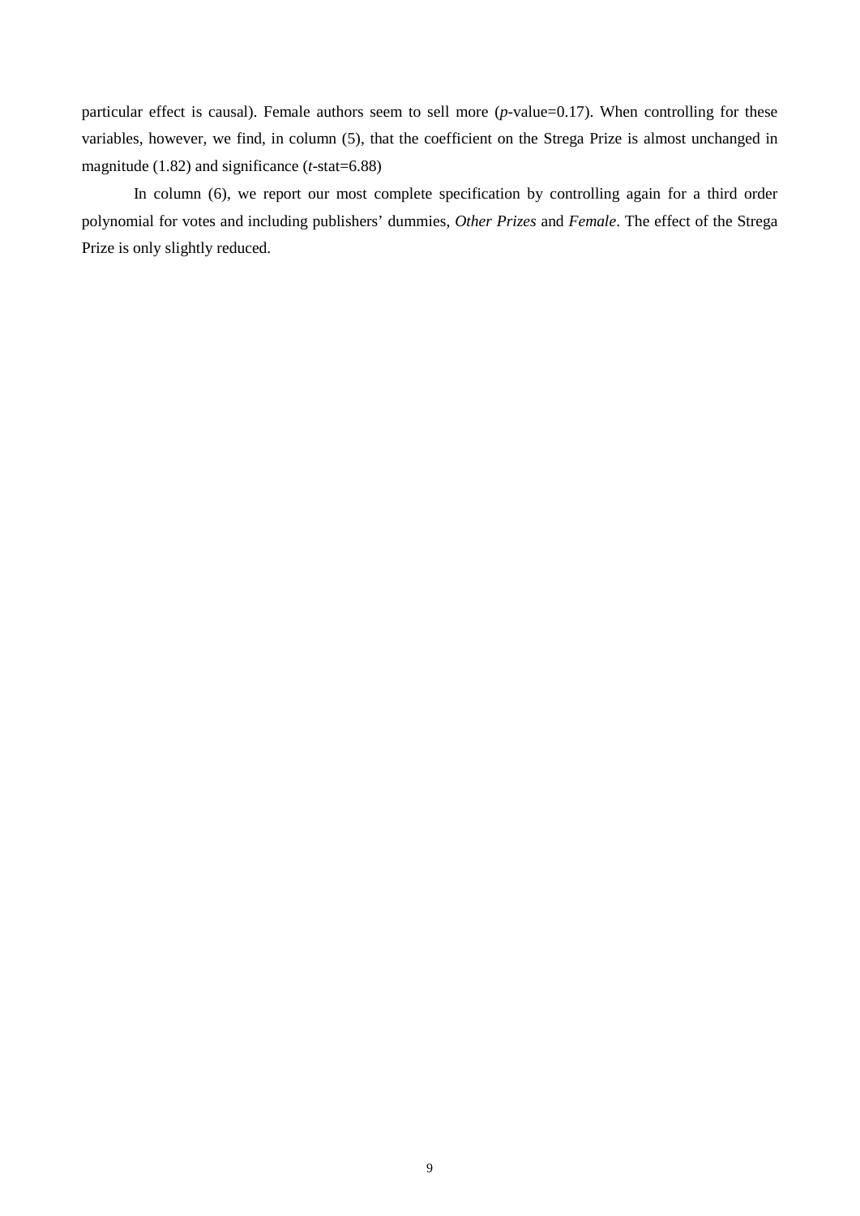particular effect is causal). Female authors seem to sell more (*p*-value=0.17). When controlling for these variables, however, we find, in column (5), that the coefficient on the Strega Prize is almost unchanged in magnitude (1.82) and significance (*t*-stat=6.88)

In column (6), we report our most complete specification by controlling again for a third order polynomial for votes and including publishers' dummies, *Other Prizes* and *Female*. The effect of the Strega Prize is only slightly reduced.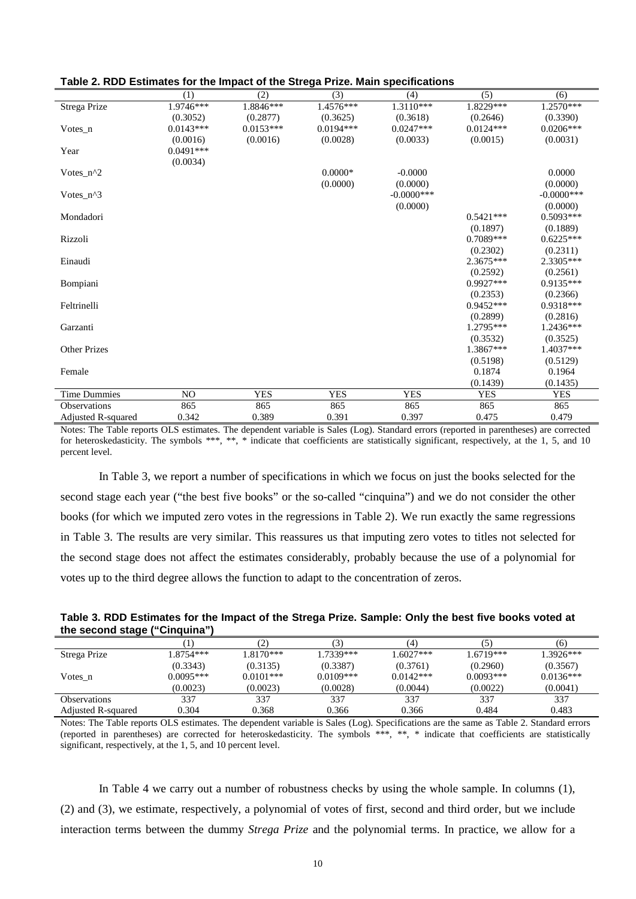**Table 2. RDD Estimates for the Impact of the Strega Prize. Main specifications**

| | (1) | (2) | (3) | (4) | (5) | (6) |
|---|---|---|---|---|---|---|
| Strega Prize | 1.9746*** | 1.8846*** | 1.4576*** | 1.3110*** | 1.8229*** | 1.2570*** |
| | (0.3052) | (0.2877) | (0.3625) | (0.3618) | (0.2646) | (0.3390) |
| Votes_n | 0.0143*** | 0.0153*** | 0.0194*** | 0.0247*** | 0.0124*** | 0.0206*** |
| | (0.0016) | (0.0016) | (0.0028) | (0.0033) | (0.0015) | (0.0031) |
| Year | 0.0491*** | | | | | |
| | (0.0034) | | | | | |
| Votes_n^2 | | | 0.0000* | -0.0000 | | 0.0000 |
| | | | (0.0000) | (0.0000) | | (0.0000) |
| Votes_n^3 | | | | -0.0000*** | | -0.0000*** |
| | | | | (0.0000) | | (0.0000) |
| Mondadori | | | | | 0.5421*** | 0.5093*** |
| | | | | | (0.1897) | (0.1889) |
| Rizzoli | | | | | 0.7089*** | 0.6225*** |
| | | | | | (0.2302) | (0.2311) |
| Einaudi | | | | | 2.3675*** | 2.3305*** |
| | | | | | (0.2592) | (0.2561) |
| Bompiani | | | | | 0.9927*** | 0.9135*** |
| | | | | | (0.2353) | (0.2366) |
| Feltrinelli | | | | | 0.9452*** | 0.9318*** |
| | | | | | (0.2899) | (0.2816) |
| Garzanti | | | | | 1.2795*** | 1.2436*** |
| | | | | | (0.3532) | (0.3525) |
| Other Prizes | | | | | 1.3867*** | 1.4037*** |
| | | | | | (0.5198) | (0.5129) |
| Female | | | | | 0.1874 | 0.1964 |
| | | | | | (0.1439) | (0.1435) |
| Time Dummies | NO | YES | YES | YES | YES | YES |
| Observations | 865 | 865 | 865 | 865 | 865 | 865 |
| Adjusted R-squared | 0.342 | 0.389 | 0.391 | 0.397 | 0.475 | 0.479 |

Notes: The Table reports OLS estimates. The dependent variable is Sales (Log). Standard errors (reported in parentheses) are corrected for heteroskedasticity. The symbols ***, **, * indicate that coefficients are statistically significant, respectively, at the 1, 5, and 10 percent level.

In Table 3, we report a number of specifications in which we focus on just the books selected for the second stage each year ("the best five books" or the so-called "cinquina") and we do not consider the other books (for which we imputed zero votes in the regressions in Table 2). We run exactly the same regressions in Table 3. The results are very similar. This reassures us that imputing zero votes to titles not selected for the second stage does not affect the estimates considerably, probably because the use of a polynomial for votes up to the third degree allows the function to adapt to the concentration of zeros.

**Table 3. RDD Estimates for the Impact of the Strega Prize. Sample: Only the best five books voted at the second stage ("Cinquina")**

| | (1) | (2) | (3) | (4) | (5) | (6) |
|---|---|---|---|---|---|---|
| Strega Prize | 1.8754*** | 1.8170*** | 1.7339*** | 1.6027*** | 1.6719*** | 1.3926*** |
| | (0.3343) | (0.3135) | (0.3387) | (0.3761) | (0.2960) | (0.3567) |
| Votes_n | 0.0095*** | 0.0101*** | 0.0109*** | 0.0142*** | 0.0093*** | 0.0136*** |
| | (0.0023) | (0.0023) | (0.0028) | (0.0044) | (0.0022) | (0.0041) |
| Observations | 337 | 337 | 337 | 337 | 337 | 337 |
| Adjusted R-squared | 0.304 | 0.368 | 0.366 | 0.366 | 0.484 | 0.483 |

Notes: The Table reports OLS estimates. The dependent variable is Sales (Log). Specifications are the same as Table 2. Standard errors (reported in parentheses) are corrected for heteroskedasticity. The symbols ***, **, * indicate that coefficients are statistically significant, respectively, at the 1, 5, and 10 percent level.

In Table 4 we carry out a number of robustness checks by using the whole sample. In columns (1), (2) and (3), we estimate, respectively, a polynomial of votes of first, second and third order, but we include interaction terms between the dummy *Strega Prize* and the polynomial terms. In practice, we allow for a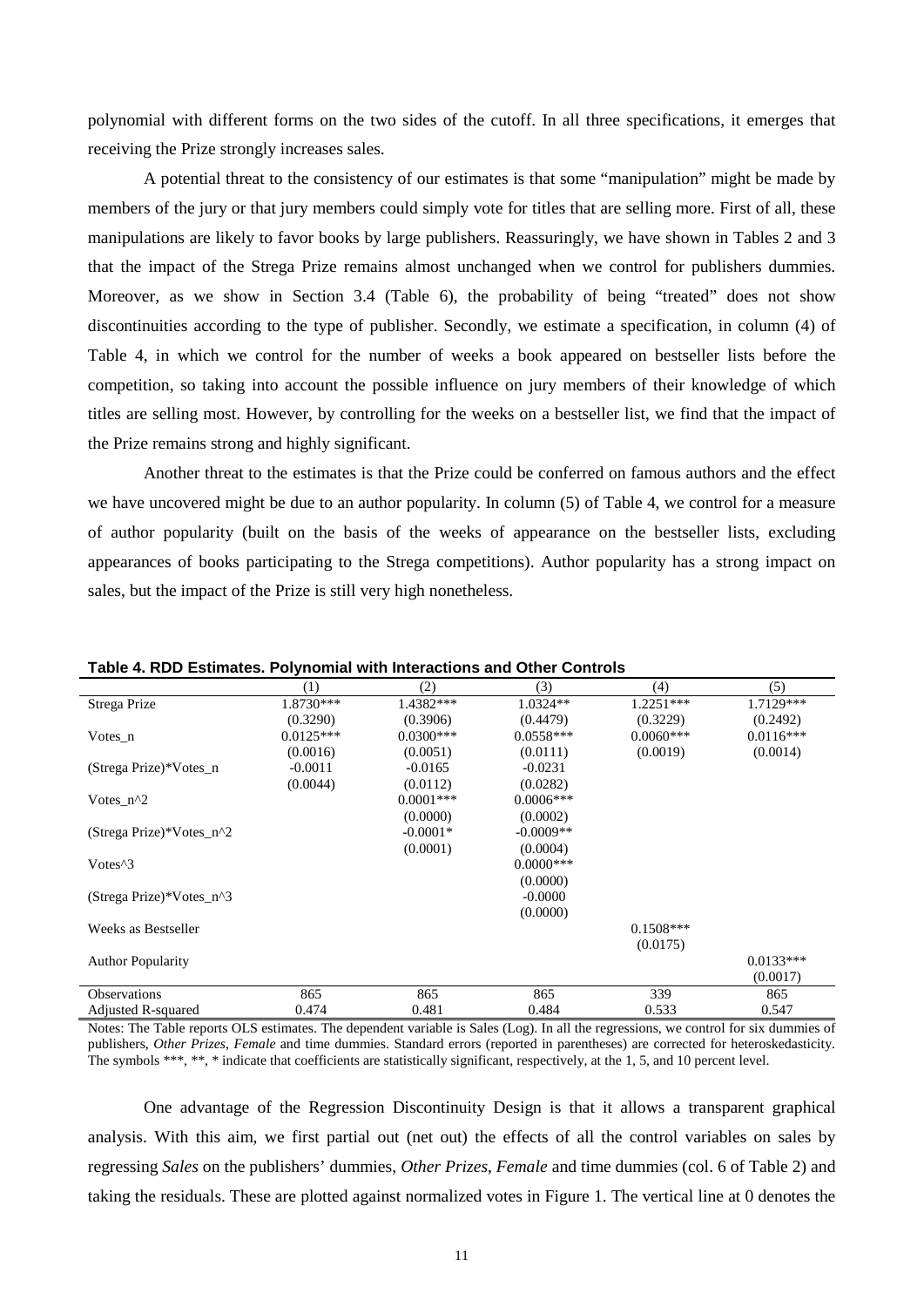polynomial with different forms on the two sides of the cutoff. In all three specifications, it emerges that receiving the Prize strongly increases sales.

A potential threat to the consistency of our estimates is that some "manipulation" might be made by members of the jury or that jury members could simply vote for titles that are selling more. First of all, these manipulations are likely to favor books by large publishers. Reassuringly, we have shown in Tables 2 and 3 that the impact of the Strega Prize remains almost unchanged when we control for publishers dummies. Moreover, as we show in Section 3.4 (Table 6), the probability of being "treated" does not show discontinuities according to the type of publisher. Secondly, we estimate a specification, in column (4) of Table 4, in which we control for the number of weeks a book appeared on bestseller lists before the competition, so taking into account the possible influence on jury members of their knowledge of which titles are selling most. However, by controlling for the weeks on a bestseller list, we find that the impact of the Prize remains strong and highly significant.

Another threat to the estimates is that the Prize could be conferred on famous authors and the effect we have uncovered might be due to an author popularity. In column (5) of Table 4, we control for a measure of author popularity (built on the basis of the weeks of appearance on the bestseller lists, excluding appearances of books participating to the Strega competitions). Author popularity has a strong impact on sales, but the impact of the Prize is still very high nonetheless.

**Table 4. RDD Estimates. Polynomial with Interactions and Other Controls**

| | (1) | (2) | (3) | (4) | (5) |
|---|---|---|---|---|---|
| Strega Prize | 1.8730*** | 1.4382*** | 1.0324** | 1.2251*** | 1.7129*** |
| | (0.3290) | (0.3906) | (0.4479) | (0.3229) | (0.2492) |
| Votes_n | 0.0125*** | 0.0300*** | 0.0558*** | 0.0060*** | 0.0116*** |
| | (0.0016) | (0.0051) | (0.0111) | (0.0019) | (0.0014) |
| (Strega Prize)*Votes_n | -0.0011 | -0.0165 | -0.0231 | | |
| | (0.0044) | (0.0112) | (0.0282) | | |
| Votes_n^2 | | 0.0001*** | 0.0006*** | | |
| | | (0.0000) | (0.0002) | | |
| (Strega Prize)*Votes_n^2 | | -0.0001* | -0.0009** | | |
| | | (0.0001) | (0.0004) | | |
| Votes^3 | | | 0.0000*** | | |
| | | | (0.0000) | | |
| (Strega Prize)*Votes_n^3 | | | -0.0000 | | |
| | | | (0.0000) | | |
| Weeks as Bestseller | | | | 0.1508*** | |
| | | | | (0.0175) | |
| Author Popularity | | | | | 0.0133*** |
| | | | | | (0.0017) |
| Observations | 865 | 865 | 865 | 339 | 865 |
| Adjusted R-squared | 0.474 | 0.481 | 0.484 | 0.533 | 0.547 |

Notes: The Table reports OLS estimates. The dependent variable is Sales (Log). In all the regressions, we control for six dummies of publishers, *Other Prizes*, *Female* and time dummies. Standard errors (reported in parentheses) are corrected for heteroskedasticity. The symbols ***, **, * indicate that coefficients are statistically significant, respectively, at the 1, 5, and 10 percent level.

One advantage of the Regression Discontinuity Design is that it allows a transparent graphical analysis. With this aim, we first partial out (net out) the effects of all the control variables on sales by regressing *Sales* on the publishers' dummies, *Other Prizes*, *Female* and time dummies (col. 6 of Table 2) and taking the residuals. These are plotted against normalized votes in Figure 1. The vertical line at 0 denotes the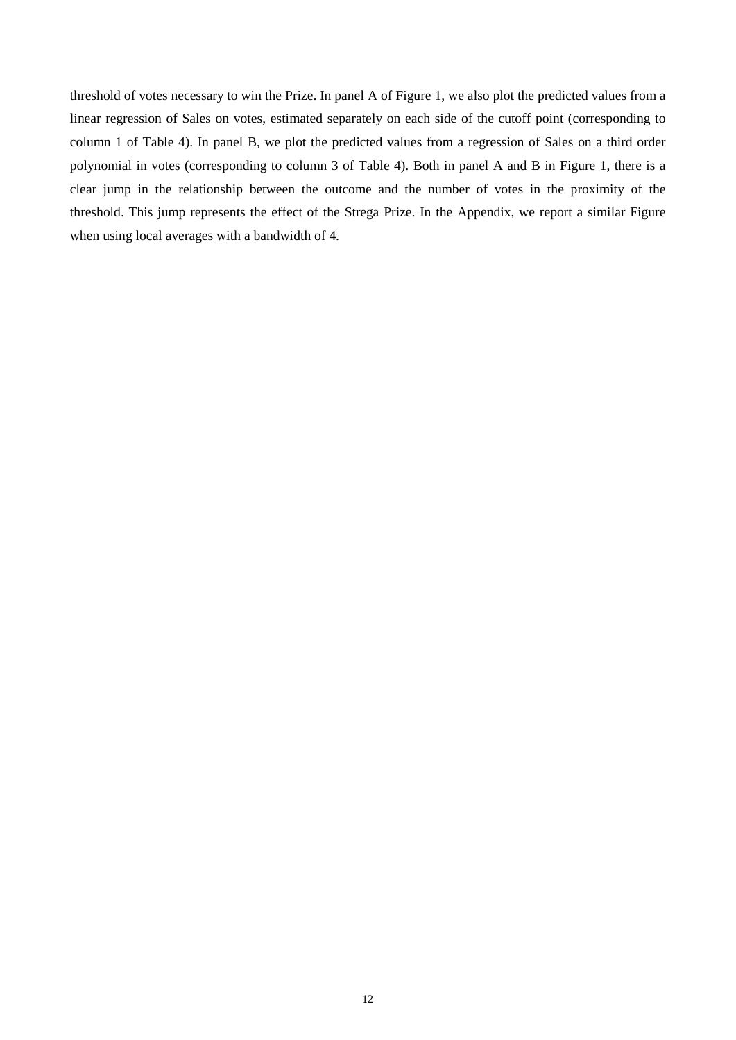threshold of votes necessary to win the Prize. In panel A of Figure 1, we also plot the predicted values from a linear regression of Sales on votes, estimated separately on each side of the cutoff point (corresponding to column 1 of Table 4). In panel B, we plot the predicted values from a regression of Sales on a third order polynomial in votes (corresponding to column 3 of Table 4). Both in panel A and B in Figure 1, there is a clear jump in the relationship between the outcome and the number of votes in the proximity of the threshold. This jump represents the effect of the Strega Prize. In the Appendix, we report a similar Figure when using local averages with a bandwidth of 4.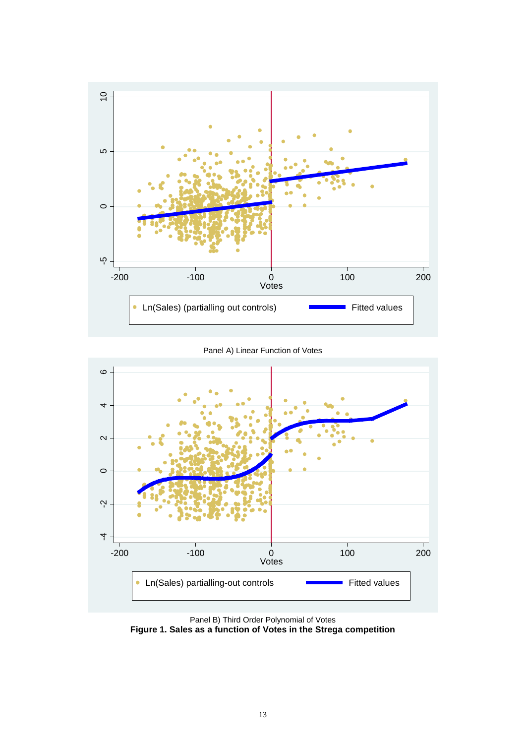Panel A) Linear Function of Votes

Panel B) Third Order Polynomial of Votes

**Figure 1. Sales as a function of Votes in the Strega competition**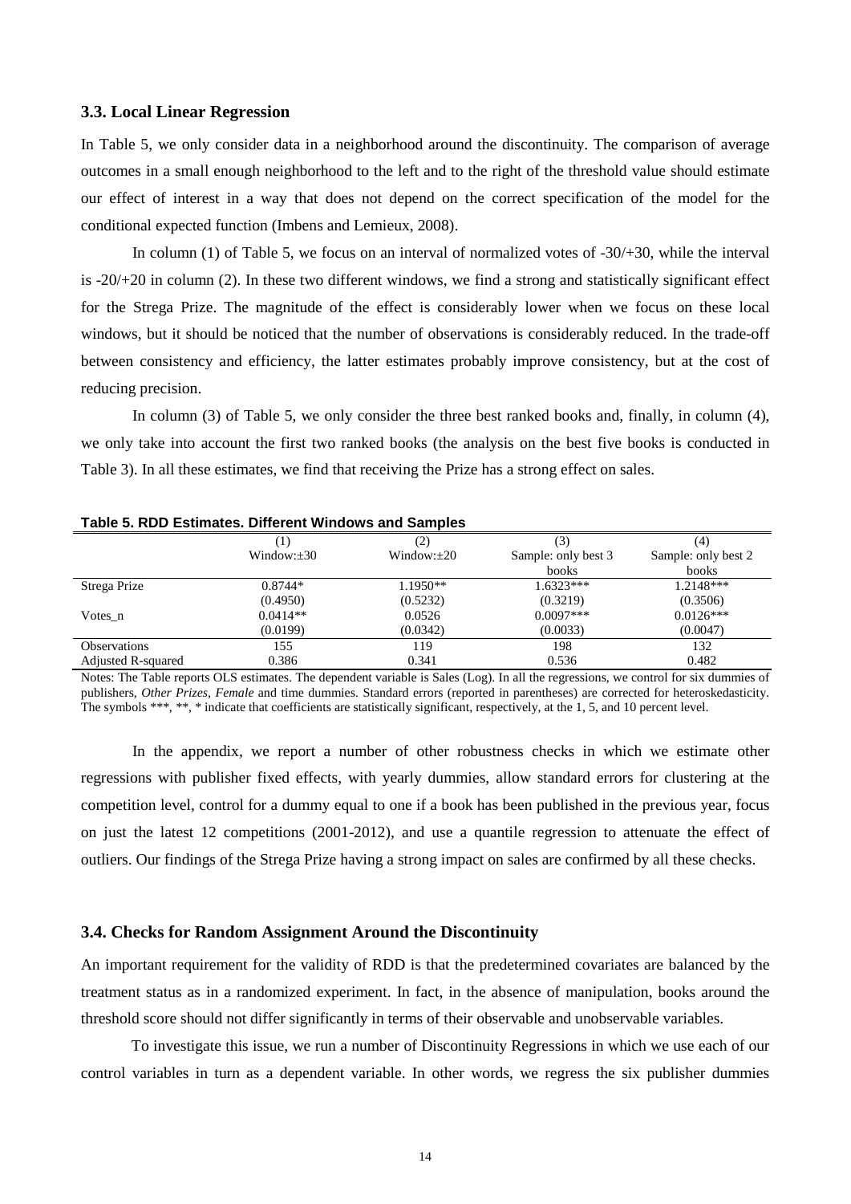### 3.3. Local Linear Regression

In Table 5, we only consider data in a neighborhood around the discontinuity. The comparison of average outcomes in a small enough neighborhood to the left and to the right of the threshold value should estimate our effect of interest in a way that does not depend on the correct specification of the model for the conditional expected function (Imbens and Lemieux, 2008).

In column (1) of Table 5, we focus on an interval of normalized votes of -30/+30, while the interval is -20/+20 in column (2). In these two different windows, we find a strong and statistically significant effect for the Strega Prize. The magnitude of the effect is considerably lower when we focus on these local windows, but it should be noticed that the number of observations is considerably reduced. In the trade-off between consistency and efficiency, the latter estimates probably improve consistency, but at the cost of reducing precision.

In column (3) of Table 5, we only consider the three best ranked books and, finally, in column (4), we only take into account the first two ranked books (the analysis on the best five books is conducted in Table 3). In all these estimates, we find that receiving the Prize has a strong effect on sales.

**Table 5. RDD Estimates. Different Windows and Samples**

| | (1) | (2) | (3) | (4) |
|---|---|---|---|---|
| | Window:±30 | Window:±20 | Sample: only best 3 books | Sample: only best 2 books |
| Strega Prize | 0.8744* | 1.1950** | 1.6323*** | 1.2148*** |
| | (0.4950) | (0.5232) | (0.3219) | (0.3506) |
| Votes_n | 0.0414** | 0.0526 | 0.0097*** | 0.0126*** |
| | (0.0199) | (0.0342) | (0.0033) | (0.0047) |
| Observations | 155 | 119 | 198 | 132 |
| Adjusted R-squared | 0.386 | 0.341 | 0.536 | 0.482 |

Notes: The Table reports OLS estimates. The dependent variable is Sales (Log). In all the regressions, we control for six dummies of publishers, *Other Prizes*, *Female* and time dummies. Standard errors (reported in parentheses) are corrected for heteroskedasticity. The symbols ***, **, * indicate that coefficients are statistically significant, respectively, at the 1, 5, and 10 percent level.

In the appendix, we report a number of other robustness checks in which we estimate other regressions with publisher fixed effects, with yearly dummies, allow standard errors for clustering at the competition level, control for a dummy equal to one if a book has been published in the previous year, focus on just the latest 12 competitions (2001-2012), and use a quantile regression to attenuate the effect of outliers. Our findings of the Strega Prize having a strong impact on sales are confirmed by all these checks.

### 3.4. Checks for Random Assignment Around the Discontinuity

An important requirement for the validity of RDD is that the predetermined covariates are balanced by the treatment status as in a randomized experiment. In fact, in the absence of manipulation, books around the threshold score should not differ significantly in terms of their observable and unobservable variables.

To investigate this issue, we run a number of Discontinuity Regressions in which we use each of our control variables in turn as a dependent variable. In other words, we regress the six publisher dummies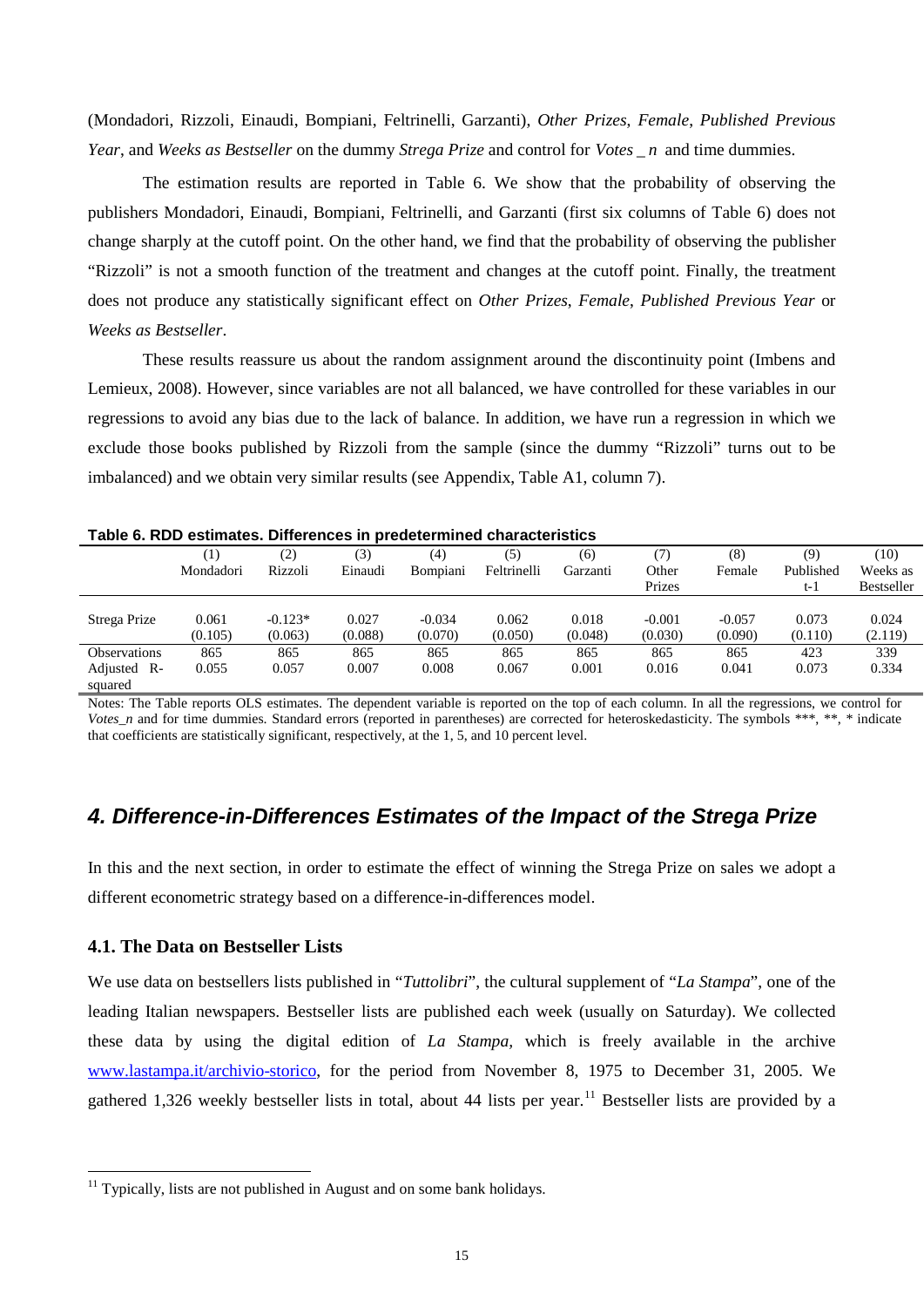(Mondadori, Rizzoli, Einaudi, Bompiani, Feltrinelli, Garzanti), *Other Prizes*, *Female*, *Published Previous Year*, and *Weeks as Bestseller* on the dummy *Strega Prize* and control for $Votes\_n$ and time dummies.

The estimation results are reported in Table 6. We show that the probability of observing the publishers Mondadori, Einaudi, Bompiani, Feltrinelli, and Garzanti (first six columns of Table 6) does not change sharply at the cutoff point. On the other hand, we find that the probability of observing the publisher "Rizzoli" is not a smooth function of the treatment and changes at the cutoff point. Finally, the treatment does not produce any statistically significant effect on *Other Prizes*, *Female*, *Published Previous Year* or *Weeks as Bestseller*.

These results reassure us about the random assignment around the discontinuity point (Imbens and Lemieux, 2008). However, since variables are not all balanced, we have controlled for these variables in our regressions to avoid any bias due to the lack of balance. In addition, we have run a regression in which we exclude those books published by Rizzoli from the sample (since the dummy "Rizzoli" turns out to be imbalanced) and we obtain very similar results (see Appendix, Table A1, column 7).

**Table 6. RDD estimates. Differences in predetermined characteristics**

| | (1) Mondadori | (2) Rizzoli | (3) Einaudi | (4) Bompiani | (5) Feltrinelli | (6) Garzanti | (7) Other Prizes | (8) Female | (9) Published t-1 | (10) Weeks as Bestseller |
|---|---|---|---|---|---|---|---|---|---|---|
| Strega Prize | 0.061 | -0.123* | 0.027 | -0.034 | 0.062 | 0.018 | -0.001 | -0.057 | 0.073 | 0.024 |
| | (0.105) | (0.063) | (0.088) | (0.070) | (0.050) | (0.048) | (0.030) | (0.090) | (0.110) | (2.119) |
| Observations | 865 | 865 | 865 | 865 | 865 | 865 | 865 | 865 | 423 | 339 |
| Adjusted R-squared | 0.055 | 0.057 | 0.007 | 0.008 | 0.067 | 0.001 | 0.016 | 0.041 | 0.073 | 0.334 |

Notes: The Table reports OLS estimates. The dependent variable is reported on the top of each column. In all the regressions, we control for *Votes_n* and for time dummies. Standard errors (reported in parentheses) are corrected for heteroskedasticity. The symbols ***, **, * indicate that coefficients are statistically significant, respectively, at the 1, 5, and 10 percent level.

## 4. Difference-in-Differences Estimates of the Impact of the Strega Prize

In this and the next section, in order to estimate the effect of winning the Strega Prize on sales we adopt a different econometric strategy based on a difference-in-differences model.

### 4.1. The Data on Bestseller Lists

We use data on bestsellers lists published in "*Tuttolibri*", the cultural supplement of "*La Stampa*", one of the leading Italian newspapers. Bestseller lists are published each week (usually on Saturday). We collected these data by using the digital edition of *La Stampa,* which is freely available in the archive www.lastampa.it/archivio-storico, for the period from November 8, 1975 to December 31, 2005. We gathered 1,326 weekly bestseller lists in total, about 44 lists per year.[11] Bestseller lists are provided by a

[11] Typically, lists are not published in August and on some bank holidays.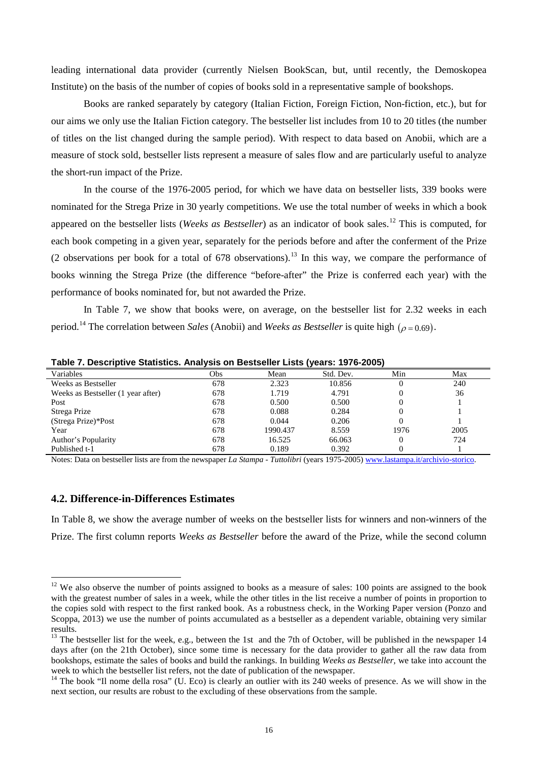leading international data provider (currently Nielsen BookScan, but, until recently, the Demoskopea Institute) on the basis of the number of copies of books sold in a representative sample of bookshops.

Books are ranked separately by category (Italian Fiction, Foreign Fiction, Non-fiction, etc.), but for our aims we only use the Italian Fiction category. The bestseller list includes from 10 to 20 titles (the number of titles on the list changed during the sample period). With respect to data based on Anobii, which are a measure of stock sold, bestseller lists represent a measure of sales flow and are particularly useful to analyze the short-run impact of the Prize.

In the course of the 1976-2005 period, for which we have data on bestseller lists, 339 books were nominated for the Strega Prize in 30 yearly competitions. We use the total number of weeks in which a book appeared on the bestseller lists (*Weeks as Bestseller*) as an indicator of book sales.[12] This is computed, for each book competing in a given year, separately for the periods before and after the conferment of the Prize (2 observations per book for a total of 678 observations).[13] In this way, we compare the performance of books winning the Strega Prize (the difference "before-after" the Prize is conferred each year) with the performance of books nominated for, but not awarded the Prize.

In Table 7, we show that books were, on average, on the bestseller list for 2.32 weeks in each period.[14] The correlation between *Sales* (Anobii) and *Weeks as Bestseller* is quite high $(\rho = 0.69)$.

**Table 7. Descriptive Statistics. Analysis on Bestseller Lists (years: 1976-2005)**

| Variables | Obs | Mean | Std. Dev. | Min | Max |
|---|---|---|---|---|---|
| Weeks as Bestseller | 678 | 2.323 | 10.856 | 0 | 240 |
| Weeks as Bestseller (1 year after) | 678 | 1.719 | 4.791 | 0 | 36 |
| Post | 678 | 0.500 | 0.500 | 0 | 1 |
| Strega Prize | 678 | 0.088 | 0.284 | 0 | 1 |
| (Strega Prize)*Post | 678 | 0.044 | 0.206 | 0 | 1 |
| Year | 678 | 1990.437 | 8.559 | 1976 | 2005 |
| Author's Popularity | 678 | 16.525 | 66.063 | 0 | 724 |
| Published t-1 | 678 | 0.189 | 0.392 | 0 | 1 |

Notes: Data on bestseller lists are from the newspaper *La Stampa - Tuttolibri* (years 1975-2005) www.lastampa.it/archivio-storico.

### 4.2. Difference-in-Differences Estimates

In Table 8, we show the average number of weeks on the bestseller lists for winners and non-winners of the Prize. The first column reports *Weeks as Bestseller* before the award of the Prize, while the second column

---

[12] We also observe the number of points assigned to books as a measure of sales: 100 points are assigned to the book with the greatest number of sales in a week, while the other titles in the list receive a number of points in proportion to the copies sold with respect to the first ranked book. As a robustness check, in the Working Paper version (Ponzo and Scoppa, 2013) we use the number of points accumulated as a bestseller as a dependent variable, obtaining very similar results.

[13] The bestseller list for the week, e.g., between the 1st and the 7th of October, will be published in the newspaper 14 days after (on the 21th October), since some time is necessary for the data provider to gather all the raw data from bookshops, estimate the sales of books and build the rankings. In building *Weeks as Bestseller*, we take into account the week to which the bestseller list refers, not the date of publication of the newspaper.

[14] The book "Il nome della rosa" (U. Eco) is clearly an outlier with its 240 weeks of presence. As we will show in the next section, our results are robust to the excluding of these observations from the sample.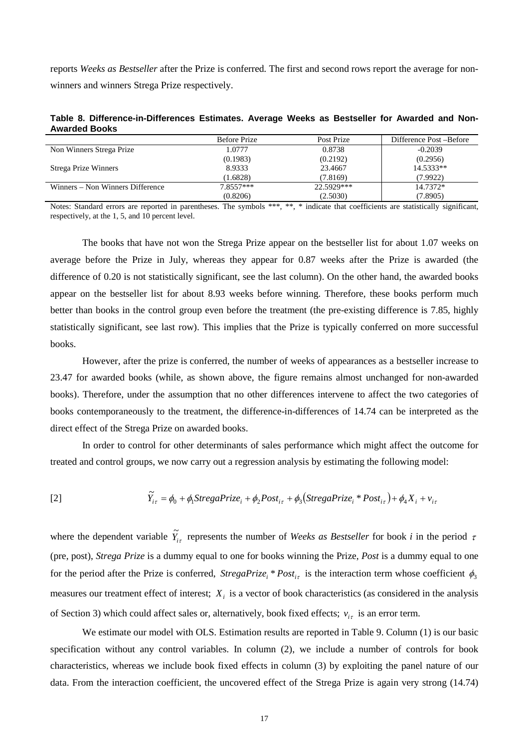reports *Weeks as Bestseller* after the Prize is conferred. The first and second rows report the average for non-winners and winners Strega Prize respectively.

**Table 8. Difference-in-Differences Estimates. Average Weeks as Bestseller for Awarded and Non-Awarded Books**

| | Before Prize | Post Prize | Difference Post –Before |
|---|---|---|---|
| Non Winners Strega Prize | 1.0777 | 0.8738 | -0.2039 |
| | (0.1983) | (0.2192) | (0.2956) |
| Strega Prize Winners | 8.9333 | 23.4667 | 14.5333** |
| | (1.6828) | (7.8169) | (7.9922) |
| Winners – Non Winners Difference | 7.8557*** | 22.5929*** | 14.7372* |
| | (0.8206) | (2.5030) | (7.8905) |

Notes: Standard errors are reported in parentheses. The symbols ***, **, * indicate that coefficients are statistically significant, respectively, at the 1, 5, and 10 percent level.

The books that have not won the Strega Prize appear on the bestseller list for about 1.07 weeks on average before the Prize in July, whereas they appear for 0.87 weeks after the Prize is awarded (the difference of 0.20 is not statistically significant, see the last column). On the other hand, the awarded books appear on the bestseller list for about 8.93 weeks before winning. Therefore, these books perform much better than books in the control group even before the treatment (the pre-existing difference is 7.85, highly statistically significant, see last row). This implies that the Prize is typically conferred on more successful books.

However, after the prize is conferred, the number of weeks of appearances as a bestseller increase to 23.47 for awarded books (while, as shown above, the figure remains almost unchanged for non-awarded books). Therefore, under the assumption that no other differences intervene to affect the two categories of books contemporaneously to the treatment, the difference-in-differences of 14.74 can be interpreted as the direct effect of the Strega Prize on awarded books.

In order to control for other determinants of sales performance which might affect the outcome for treated and control groups, we now carry out a regression analysis by estimating the following model:

$$[2] \qquad \tilde{Y}_{i\tau} = \phi_0 + \phi_1 StregaPrize_i + \phi_2 Post_{i\tau} + \phi_3 \left(StregaPrize_i * Post_{i\tau}\right) + \phi_4 X_i + v_{i\tau}$$

where the dependent variable $\tilde{Y}_{i\tau}$ represents the number of *Weeks as Bestseller* for book *i* in the period $\tau$ (pre, post), *Strega Prize* is a dummy equal to one for books winning the Prize, *Post* is a dummy equal to one for the period after the Prize is conferred, $StregaPrize_i * Post_{i\tau}$ is the interaction term whose coefficient $\phi_3$ measures our treatment effect of interest; $X_i$ is a vector of book characteristics (as considered in the analysis of Section 3) which could affect sales or, alternatively, book fixed effects; $v_{i\tau}$ is an error term.

We estimate our model with OLS. Estimation results are reported in Table 9. Column (1) is our basic specification without any control variables. In column (2), we include a number of controls for book characteristics, whereas we include book fixed effects in column (3) by exploiting the panel nature of our data. From the interaction coefficient, the uncovered effect of the Strega Prize is again very strong (14.74)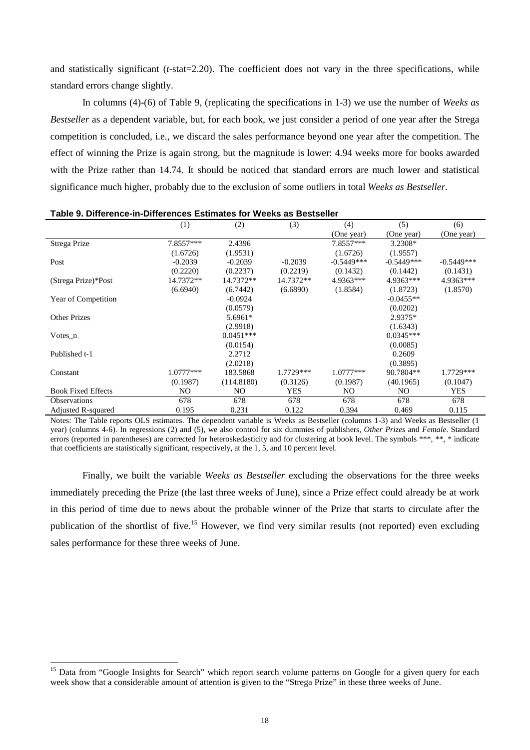and statistically significant (*t*-stat=2.20). The coefficient does not vary in the three specifications, while standard errors change slightly.

In columns (4)-(6) of Table 9, (replicating the specifications in 1-3) we use the number of *Weeks as Bestseller* as a dependent variable, but, for each book, we just consider a period of one year after the Strega competition is concluded, i.e., we discard the sales performance beyond one year after the competition. The effect of winning the Prize is again strong, but the magnitude is lower: 4.94 weeks more for books awarded with the Prize rather than 14.74. It should be noticed that standard errors are much lower and statistical significance much higher, probably due to the exclusion of some outliers in total *Weeks as Bestseller*.

**Table 9. Difference-in-Differences Estimates for Weeks as Bestseller**

| | (1) | (2) | (3) | (4) (One year) | (5) (One year) | (6) (One year) |
|---|---|---|---|---|---|---|
| Strega Prize | 7.8557*** | 2.4396 | | 7.8557*** | 3.2308* | |
| | (1.6726) | (1.9531) | | (1.6726) | (1.9557) | |
| Post | -0.2039 | -0.2039 | -0.2039 | -0.5449*** | -0.5449*** | -0.5449*** |
| | (0.2220) | (0.2237) | (0.2219) | (0.1432) | (0.1442) | (0.1431) |
| (Strega Prize)*Post | 14.7372** | 14.7372** | 14.7372** | 4.9363*** | 4.9363*** | 4.9363*** |
| | (6.6940) | (6.7442) | (6.6890) | (1.8584) | (1.8723) | (1.8570) |
| Year of Competition | | -0.0924 | | | -0.0455** | |
| | | (0.0579) | | | (0.0202) | |
| Other Prizes | | 5.6961* | | | 2.9375* | |
| | | (2.9918) | | | (1.6343) | |
| Votes_n | | 0.0451*** | | | 0.0345*** | |
| | | (0.0154) | | | (0.0085) | |
| Published t-1 | | 2.2712 | | | 0.2609 | |
| | | (2.0218) | | | (0.3895) | |
| Constant | 1.0777*** | 183.5868 | 1.7729*** | 1.0777*** | 90.7804** | 1.7729*** |
| | (0.1987) | (114.8180) | (0.3126) | (0.1987) | (40.1965) | (0.1047) |
| Book Fixed Effects | NO | NO | YES | NO | NO | YES |
| Observations | 678 | 678 | 678 | 678 | 678 | 678 |
| Adjusted R-squared | 0.195 | 0.231 | 0.122 | 0.394 | 0.469 | 0.115 |

Notes: The Table reports OLS estimates. The dependent variable is Weeks as Bestseller (columns 1-3) and Weeks as Bestseller (1 year) (columns 4-6). In regressions (2) and (5), we also control for six dummies of publishers, *Other Prizes* and *Female*. Standard errors (reported in parentheses) are corrected for heteroskedasticity and for clustering at book level. The symbols ***, **, * indicate that coefficients are statistically significant, respectively, at the 1, 5, and 10 percent level.

Finally, we built the variable *Weeks as Bestseller* excluding the observations for the three weeks immediately preceding the Prize (the last three weeks of June), since a Prize effect could already be at work in this period of time due to news about the probable winner of the Prize that starts to circulate after the publication of the shortlist of five.[15] However, we find very similar results (not reported) even excluding sales performance for these three weeks of June.

[15] Data from "Google Insights for Search" which report search volume patterns on Google for a given query for each week show that a considerable amount of attention is given to the "Strega Prize" in these three weeks of June.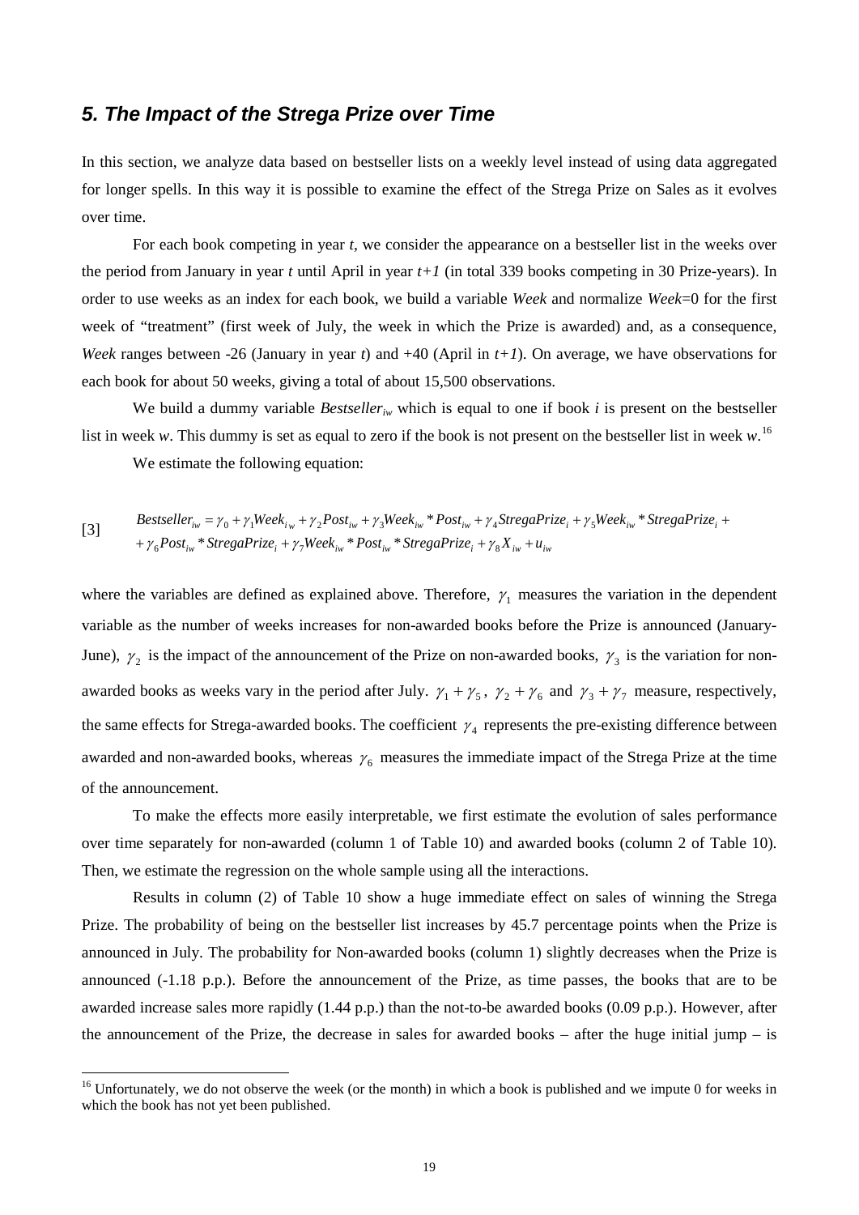## *5. The Impact of the Strega Prize over Time*

In this section, we analyze data based on bestseller lists on a weekly level instead of using data aggregated for longer spells. In this way it is possible to examine the effect of the Strega Prize on Sales as it evolves over time.

For each book competing in year *t*, we consider the appearance on a bestseller list in the weeks over the period from January in year *t* until April in year *t+1* (in total 339 books competing in 30 Prize-years). In order to use weeks as an index for each book, we build a variable *Week* and normalize *Week*=0 for the first week of "treatment" (first week of July, the week in which the Prize is awarded) and, as a consequence, *Week* ranges between -26 (January in year *t*) and +40 (April in *t+1*). On average, we have observations for each book for about 50 weeks, giving a total of about 15,500 observations.

We build a dummy variable $Bestseller_{iw}$ which is equal to one if book *i* is present on the bestseller list in week *w*. This dummy is set as equal to zero if the book is not present on the bestseller list in week *w*.[16]

We estimate the following equation:

$$\begin{aligned} Bestseller_{iw} &= \gamma_0 + \gamma_1 Week_{iw} + \gamma_2 Post_{iw} + \gamma_3 Week_{iw} * Post_{iw} + \gamma_4 StregaPrize_i + \gamma_5 Week_{iw} * StregaPrize_i + \\ &+ \gamma_6 Post_{iw} * StregaPrize_i + \gamma_7 Week_{iw} * Post_{iw} * StregaPrize_i + \gamma_8 X_{iw} + u_{iw} \end{aligned} \quad [3]$$

where the variables are defined as explained above. Therefore, $\gamma_1$ measures the variation in the dependent variable as the number of weeks increases for non-awarded books before the Prize is announced (January-June), $\gamma_2$ is the impact of the announcement of the Prize on non-awarded books, $\gamma_3$ is the variation for non-awarded books as weeks vary in the period after July. $\gamma_1 + \gamma_5$, $\gamma_2 + \gamma_6$ and $\gamma_3 + \gamma_7$ measure, respectively, the same effects for Strega-awarded books. The coefficient $\gamma_4$ represents the pre-existing difference between awarded and non-awarded books, whereas $\gamma_6$ measures the immediate impact of the Strega Prize at the time of the announcement.

To make the effects more easily interpretable, we first estimate the evolution of sales performance over time separately for non-awarded (column 1 of Table 10) and awarded books (column 2 of Table 10). Then, we estimate the regression on the whole sample using all the interactions.

Results in column (2) of Table 10 show a huge immediate effect on sales of winning the Strega Prize. The probability of being on the bestseller list increases by 45.7 percentage points when the Prize is announced in July. The probability for Non-awarded books (column 1) slightly decreases when the Prize is announced (-1.18 p.p.). Before the announcement of the Prize, as time passes, the books that are to be awarded increase sales more rapidly (1.44 p.p.) than the not-to-be awarded books (0.09 p.p.). However, after the announcement of the Prize, the decrease in sales for awarded books – after the huge initial jump – is

[16] Unfortunately, we do not observe the week (or the month) in which a book is published and we impute 0 for weeks in which the book has not yet been published.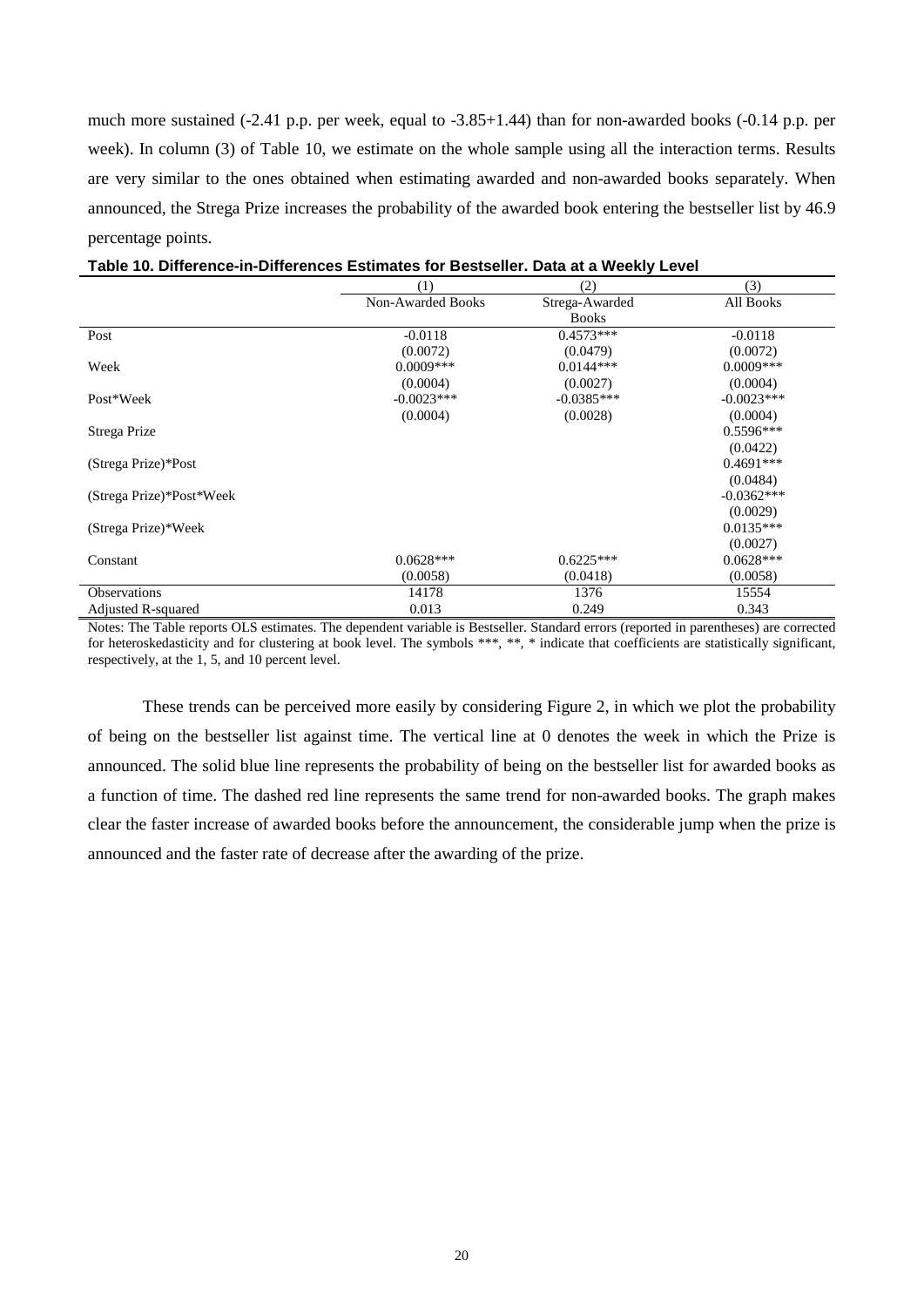much more sustained (-2.41 p.p. per week, equal to -3.85+1.44) than for non-awarded books (-0.14 p.p. per week). In column (3) of Table 10, we estimate on the whole sample using all the interaction terms. Results are very similar to the ones obtained when estimating awarded and non-awarded books separately. When announced, the Strega Prize increases the probability of the awarded book entering the bestseller list by 46.9 percentage points.

**Table 10. Difference-in-Differences Estimates for Bestseller. Data at a Weekly Level**

| | (1) | (2) | (3) |
|---|---|---|---|
| | Non-Awarded Books | Strega-Awarded Books | All Books |
| Post | -0.0118 | 0.4573*** | -0.0118 |
| | (0.0072) | (0.0479) | (0.0072) |
| Week | 0.0009*** | 0.0144*** | 0.0009*** |
| | (0.0004) | (0.0027) | (0.0004) |
| Post*Week | -0.0023*** | -0.0385*** | -0.0023*** |
| | (0.0004) | (0.0028) | (0.0004) |
| Strega Prize | | | 0.5596*** |
| | | | (0.0422) |
| (Strega Prize)*Post | | | 0.4691*** |
| | | | (0.0484) |
| (Strega Prize)*Post*Week | | | -0.0362*** |
| | | | (0.0029) |
| (Strega Prize)*Week | | | 0.0135*** |
| | | | (0.0027) |
| Constant | 0.0628*** | 0.6225*** | 0.0628*** |
| | (0.0058) | (0.0418) | (0.0058) |
| Observations | 14178 | 1376 | 15554 |
| Adjusted R-squared | 0.013 | 0.249 | 0.343 |

Notes: The Table reports OLS estimates. The dependent variable is Bestseller. Standard errors (reported in parentheses) are corrected for heteroskedasticity and for clustering at book level. The symbols ***, **, * indicate that coefficients are statistically significant, respectively, at the 1, 5, and 10 percent level.

These trends can be perceived more easily by considering Figure 2, in which we plot the probability of being on the bestseller list against time. The vertical line at 0 denotes the week in which the Prize is announced. The solid blue line represents the probability of being on the bestseller list for awarded books as a function of time. The dashed red line represents the same trend for non-awarded books. The graph makes clear the faster increase of awarded books before the announcement, the considerable jump when the prize is announced and the faster rate of decrease after the awarding of the prize.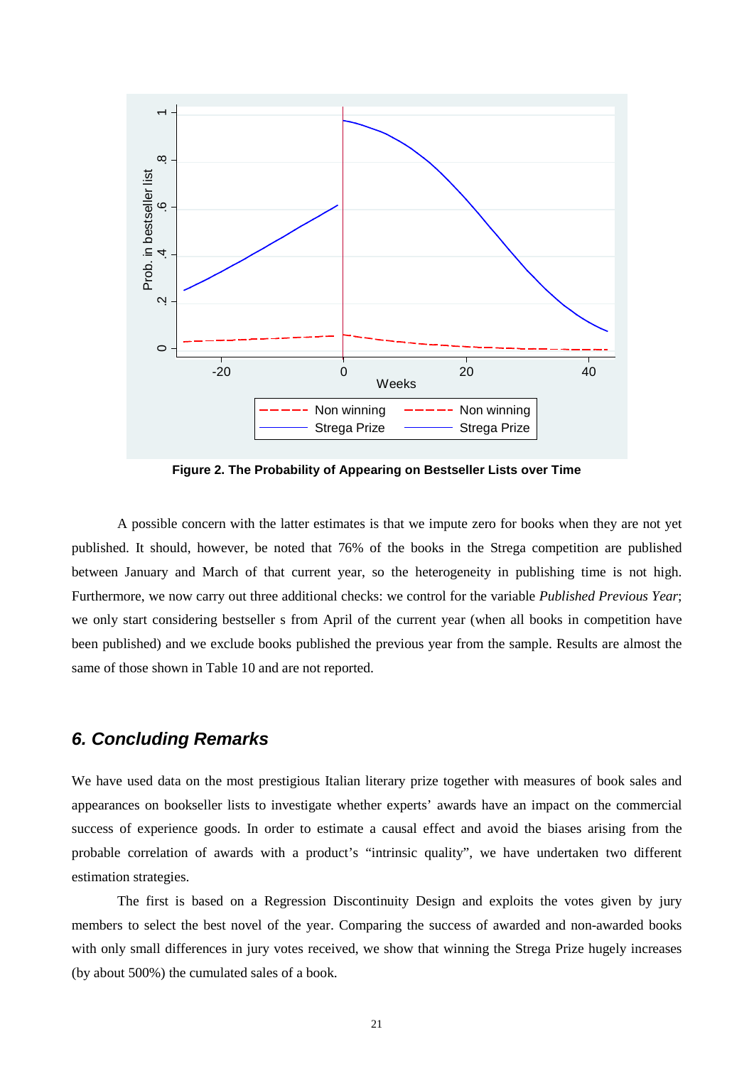**Figure 2. The Probability of Appearing on Bestseller Lists over Time**

A possible concern with the latter estimates is that we impute zero for books when they are not yet published. It should, however, be noted that 76% of the books in the Strega competition are published between January and March of that current year, so the heterogeneity in publishing time is not high. Furthermore, we now carry out three additional checks: we control for the variable *Published Previous Year*; we only start considering bestseller s from April of the current year (when all books in competition have been published) and we exclude books published the previous year from the sample. Results are almost the same of those shown in Table 10 and are not reported.

## *6. Concluding Remarks*

We have used data on the most prestigious Italian literary prize together with measures of book sales and appearances on bookseller lists to investigate whether experts' awards have an impact on the commercial success of experience goods. In order to estimate a causal effect and avoid the biases arising from the probable correlation of awards with a product's "intrinsic quality", we have undertaken two different estimation strategies.

The first is based on a Regression Discontinuity Design and exploits the votes given by jury members to select the best novel of the year. Comparing the success of awarded and non-awarded books with only small differences in jury votes received, we show that winning the Strega Prize hugely increases (by about 500%) the cumulated sales of a book.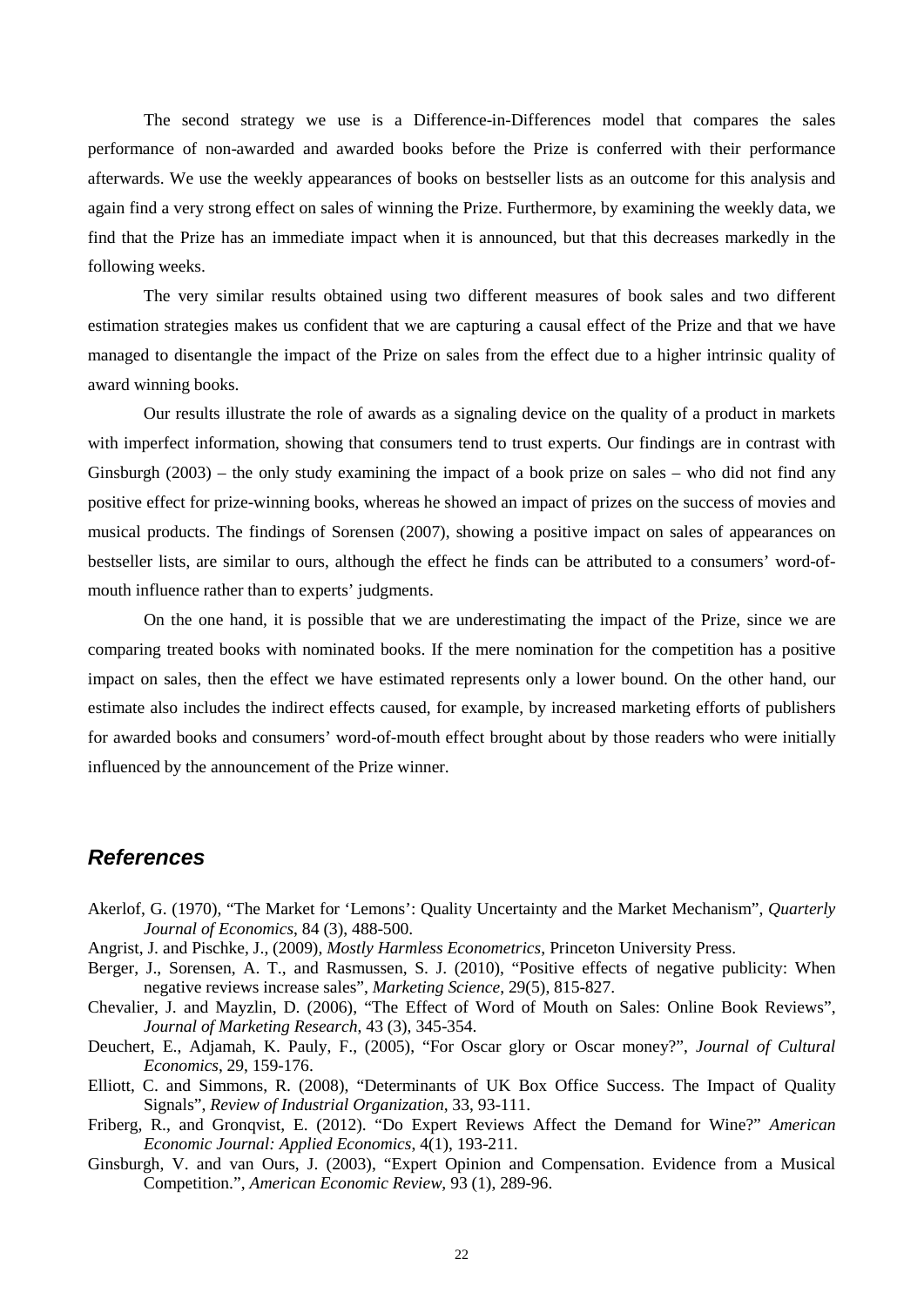The second strategy we use is a Difference-in-Differences model that compares the sales performance of non-awarded and awarded books before the Prize is conferred with their performance afterwards. We use the weekly appearances of books on bestseller lists as an outcome for this analysis and again find a very strong effect on sales of winning the Prize. Furthermore, by examining the weekly data, we find that the Prize has an immediate impact when it is announced, but that this decreases markedly in the following weeks.

The very similar results obtained using two different measures of book sales and two different estimation strategies makes us confident that we are capturing a causal effect of the Prize and that we have managed to disentangle the impact of the Prize on sales from the effect due to a higher intrinsic quality of award winning books.

Our results illustrate the role of awards as a signaling device on the quality of a product in markets with imperfect information, showing that consumers tend to trust experts. Our findings are in contrast with Ginsburgh (2003) – the only study examining the impact of a book prize on sales – who did not find any positive effect for prize-winning books, whereas he showed an impact of prizes on the success of movies and musical products. The findings of Sorensen (2007), showing a positive impact on sales of appearances on bestseller lists, are similar to ours, although the effect he finds can be attributed to a consumers' word-of-mouth influence rather than to experts' judgments.

On the one hand, it is possible that we are underestimating the impact of the Prize, since we are comparing treated books with nominated books. If the mere nomination for the competition has a positive impact on sales, then the effect we have estimated represents only a lower bound. On the other hand, our estimate also includes the indirect effects caused, for example, by increased marketing efforts of publishers for awarded books and consumers' word-of-mouth effect brought about by those readers who were initially influenced by the announcement of the Prize winner.

## *References*

Akerlof, G. (1970), "The Market for 'Lemons': Quality Uncertainty and the Market Mechanism", *Quarterly Journal of Economics*, 84 (3), 488-500.

Angrist, J. and Pischke, J., (2009), *Mostly Harmless Econometrics*, Princeton University Press.

Berger, J., Sorensen, A. T., and Rasmussen, S. J. (2010), "Positive effects of negative publicity: When negative reviews increase sales", *Marketing Science*, 29(5), 815-827.

Chevalier, J. and Mayzlin, D. (2006), "The Effect of Word of Mouth on Sales: Online Book Reviews", *Journal of Marketing Research*, 43 (3), 345-354.

Deuchert, E., Adjamah, K. Pauly, F., (2005), "For Oscar glory or Oscar money?", *Journal of Cultural Economics*, 29, 159-176.

Elliott, C. and Simmons, R. (2008), "Determinants of UK Box Office Success. The Impact of Quality Signals", *Review of Industrial Organization*, 33, 93-111.

Friberg, R., and Gronqvist, E. (2012). "Do Expert Reviews Affect the Demand for Wine?" *American Economic Journal: Applied Economics*, 4(1), 193-211.

Ginsburgh, V. and van Ours, J. (2003), "Expert Opinion and Compensation. Evidence from a Musical Competition.", *American Economic Review*, 93 (1), 289-96.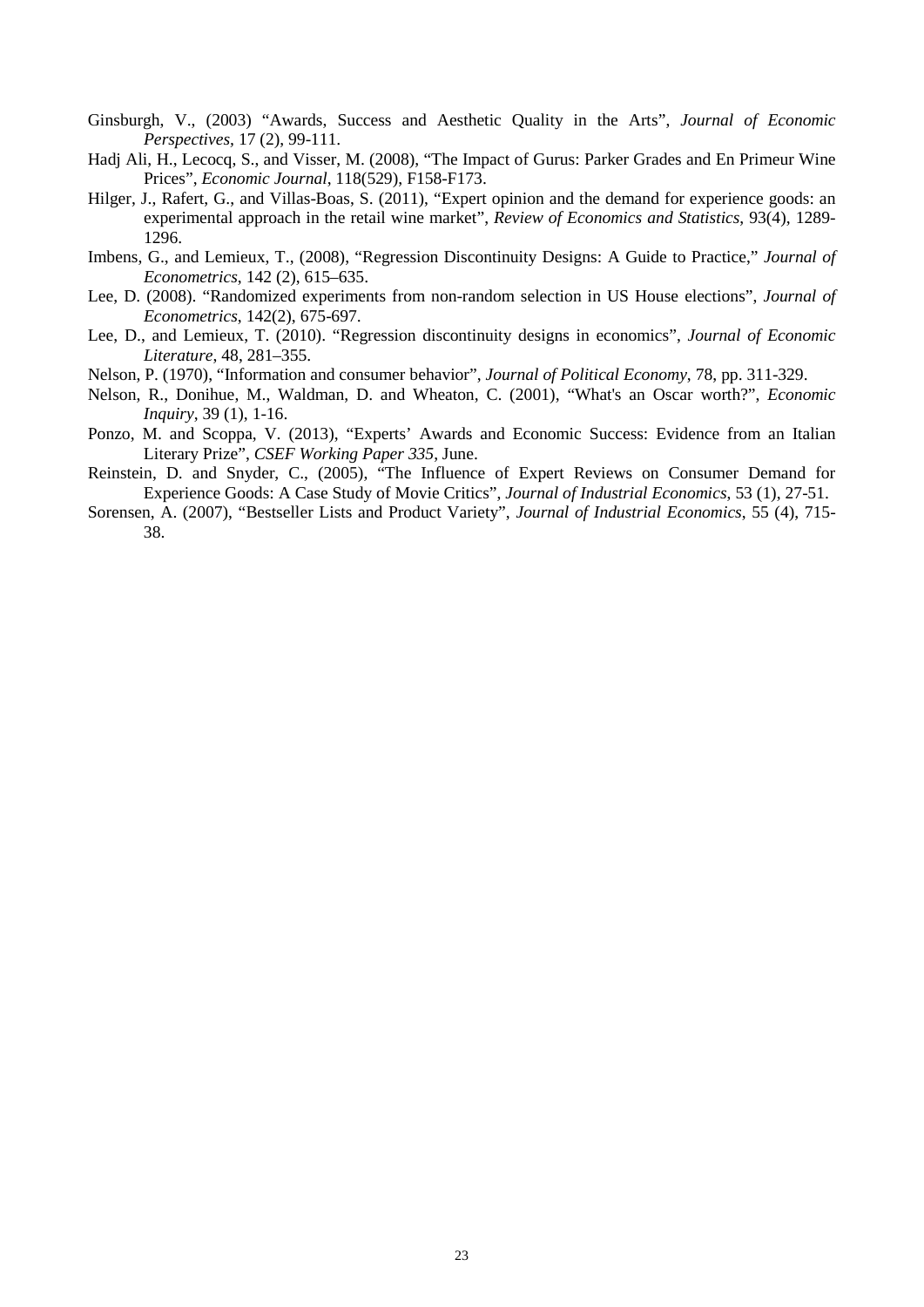Ginsburgh, V., (2003) "Awards, Success and Aesthetic Quality in the Arts", *Journal of Economic Perspectives*, 17 (2), 99-111.

Hadj Ali, H., Lecocq, S., and Visser, M. (2008), "The Impact of Gurus: Parker Grades and En Primeur Wine Prices", *Economic Journal*, 118(529), F158-F173.

Hilger, J., Rafert, G., and Villas-Boas, S. (2011), "Expert opinion and the demand for experience goods: an experimental approach in the retail wine market", *Review of Economics and Statistics*, 93(4), 1289-1296.

Imbens, G., and Lemieux, T., (2008), "Regression Discontinuity Designs: A Guide to Practice," *Journal of Econometrics*, 142 (2), 615–635.

Lee, D. (2008). "Randomized experiments from non-random selection in US House elections", *Journal of Econometrics*, 142(2), 675-697.

Lee, D., and Lemieux, T. (2010). "Regression discontinuity designs in economics", *Journal of Economic Literature*, 48, 281–355.

Nelson, P. (1970), "Information and consumer behavior", *Journal of Political Economy*, 78, pp. 311-329.

Nelson, R., Donihue, M., Waldman, D. and Wheaton, C. (2001), "What's an Oscar worth?", *Economic Inquiry*, 39 (1), 1-16.

Ponzo, M. and Scoppa, V. (2013), "Experts' Awards and Economic Success: Evidence from an Italian Literary Prize", *CSEF Working Paper 335*, June.

Reinstein, D. and Snyder, C., (2005), "The Influence of Expert Reviews on Consumer Demand for Experience Goods: A Case Study of Movie Critics", *Journal of Industrial Economics*, 53 (1), 27-51.

Sorensen, A. (2007), "Bestseller Lists and Product Variety", *Journal of Industrial Economics*, 55 (4), 715-38.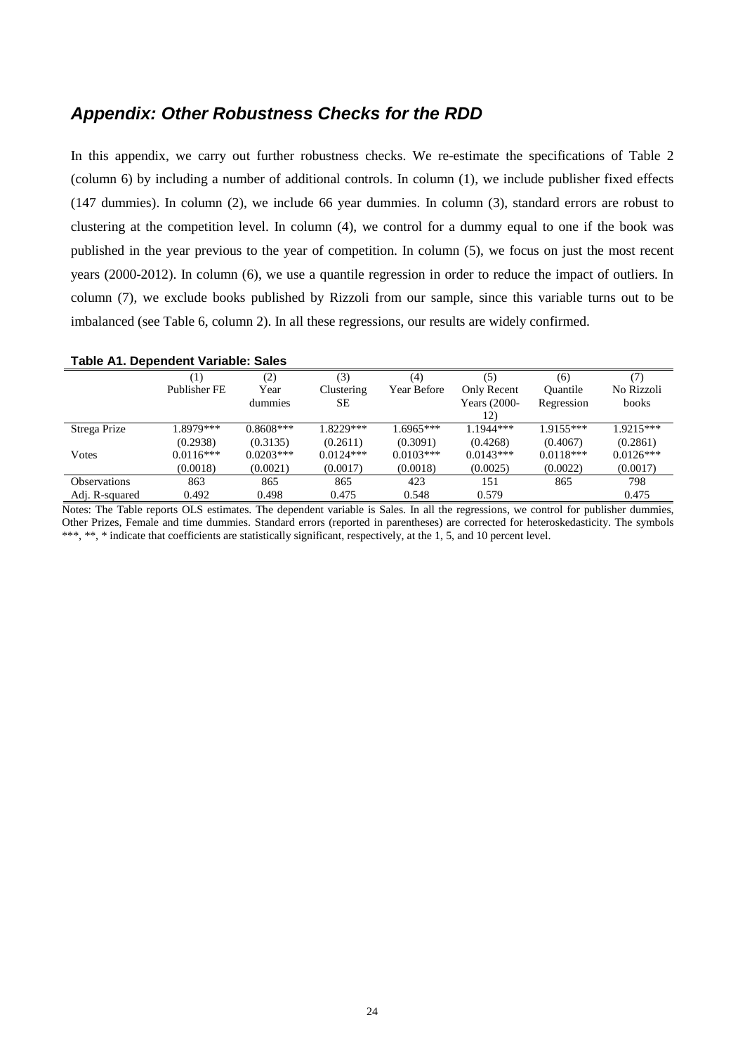## *Appendix: Other Robustness Checks for the RDD*

In this appendix, we carry out further robustness checks. We re-estimate the specifications of Table 2 (column 6) by including a number of additional controls. In column (1), we include publisher fixed effects (147 dummies). In column (2), we include 66 year dummies. In column (3), standard errors are robust to clustering at the competition level. In column (4), we control for a dummy equal to one if the book was published in the year previous to the year of competition. In column (5), we focus on just the most recent years (2000-2012). In column (6), we use a quantile regression in order to reduce the impact of outliers. In column (7), we exclude books published by Rizzoli from our sample, since this variable turns out to be imbalanced (see Table 6, column 2). In all these regressions, our results are widely confirmed.

**Table A1. Dependent Variable: Sales**

| | (1) | (2) | (3) | (4) | (5) | (6) | (7) |
|---|---|---|---|---|---|---|---|
| | Publisher FE | Year dummies | Clustering SE | Year Before | Only Recent Years (2000-12) | Quantile Regression | No Rizzoli books |
| Strega Prize | 1.8979*** | 0.8608*** | 1.8229*** | 1.6965*** | 1.1944*** | 1.9155*** | 1.9215*** |
| | (0.2938) | (0.3135) | (0.2611) | (0.3091) | (0.4268) | (0.4067) | (0.2861) |
| Votes | 0.0116*** | 0.0203*** | 0.0124*** | 0.0103*** | 0.0143*** | 0.0118*** | 0.0126*** |
| | (0.0018) | (0.0021) | (0.0017) | (0.0018) | (0.0025) | (0.0022) | (0.0017) |
| Observations | 863 | 865 | 865 | 423 | 151 | 865 | 798 |
| Adj. R-squared | 0.492 | 0.498 | 0.475 | 0.548 | 0.579 | | 0.475 |

Notes: The Table reports OLS estimates. The dependent variable is Sales. In all the regressions, we control for publisher dummies, Other Prizes, Female and time dummies. Standard errors (reported in parentheses) are corrected for heteroskedasticity. The symbols ***, **, * indicate that coefficients are statistically significant, respectively, at the 1, 5, and 10 percent level.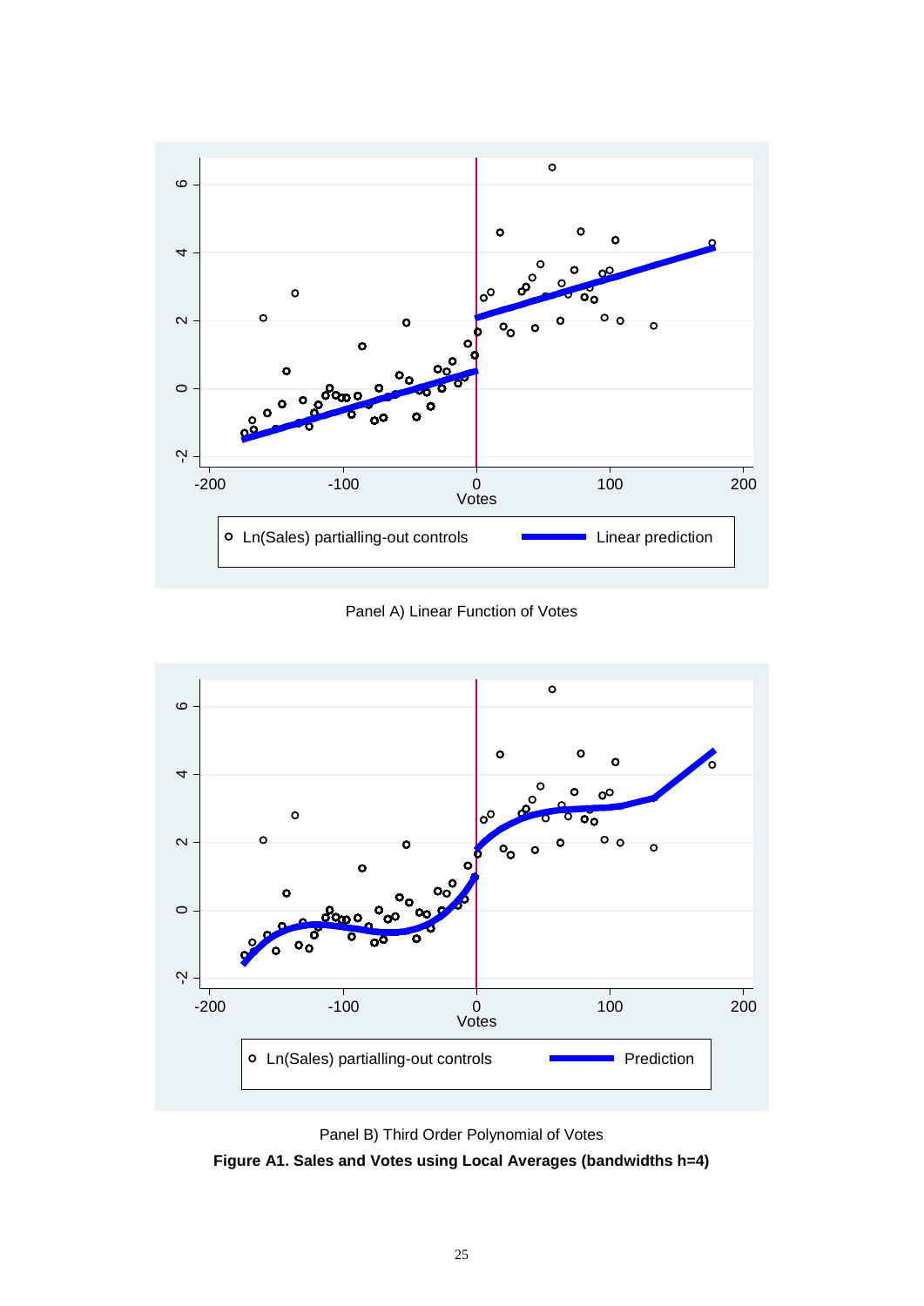6
4
2
0
-2
-200
-100
0
100
200
Votes

Ln(Sales) partialling-out controls
Linear prediction

Panel A) Linear Function of Votes

6
4
2
0
-2
-200
-100
0
100
200
Votes

Ln(Sales) partialling-out controls
Prediction

Panel B) Third Order Polynomial of Votes

**Figure A1. Sales and Votes using Local Averages (bandwidths h=4)**